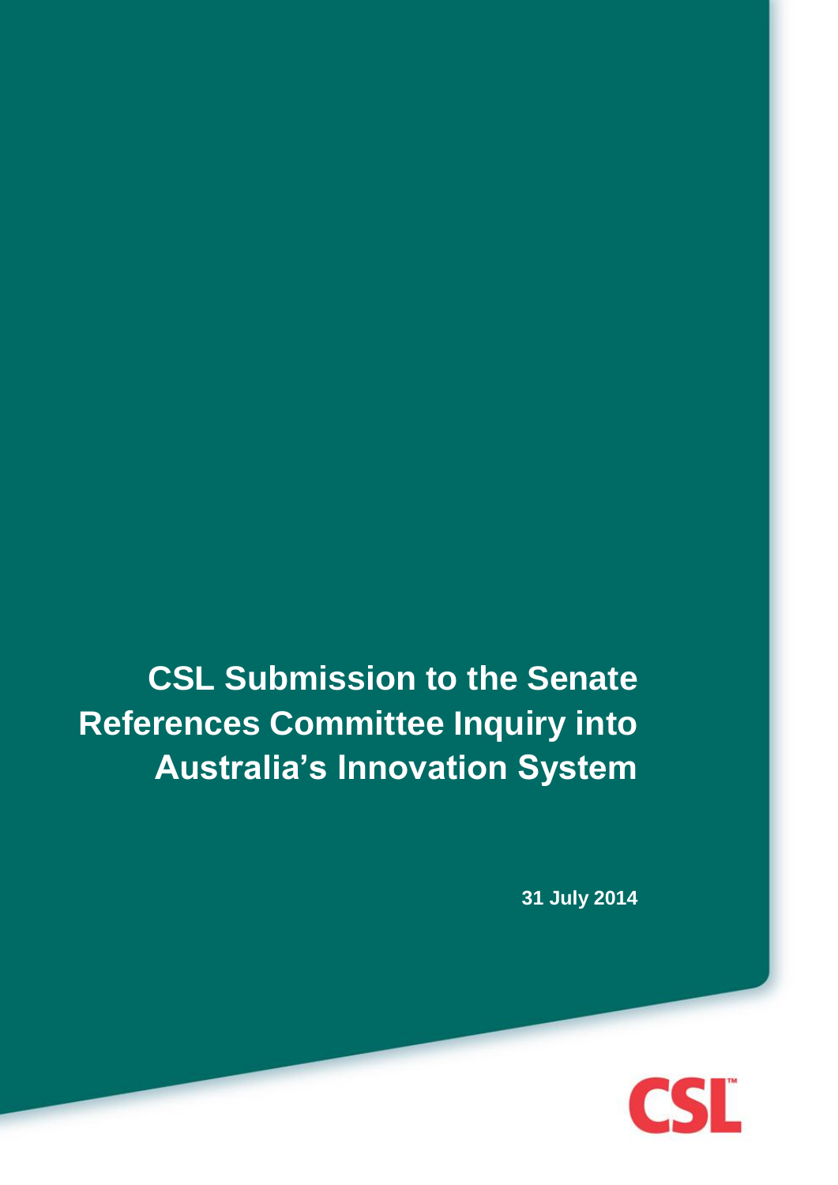# CSL Submission to the Senate References Committee Inquiry into Australia's Innovation System

**31 July 2014**

CSL™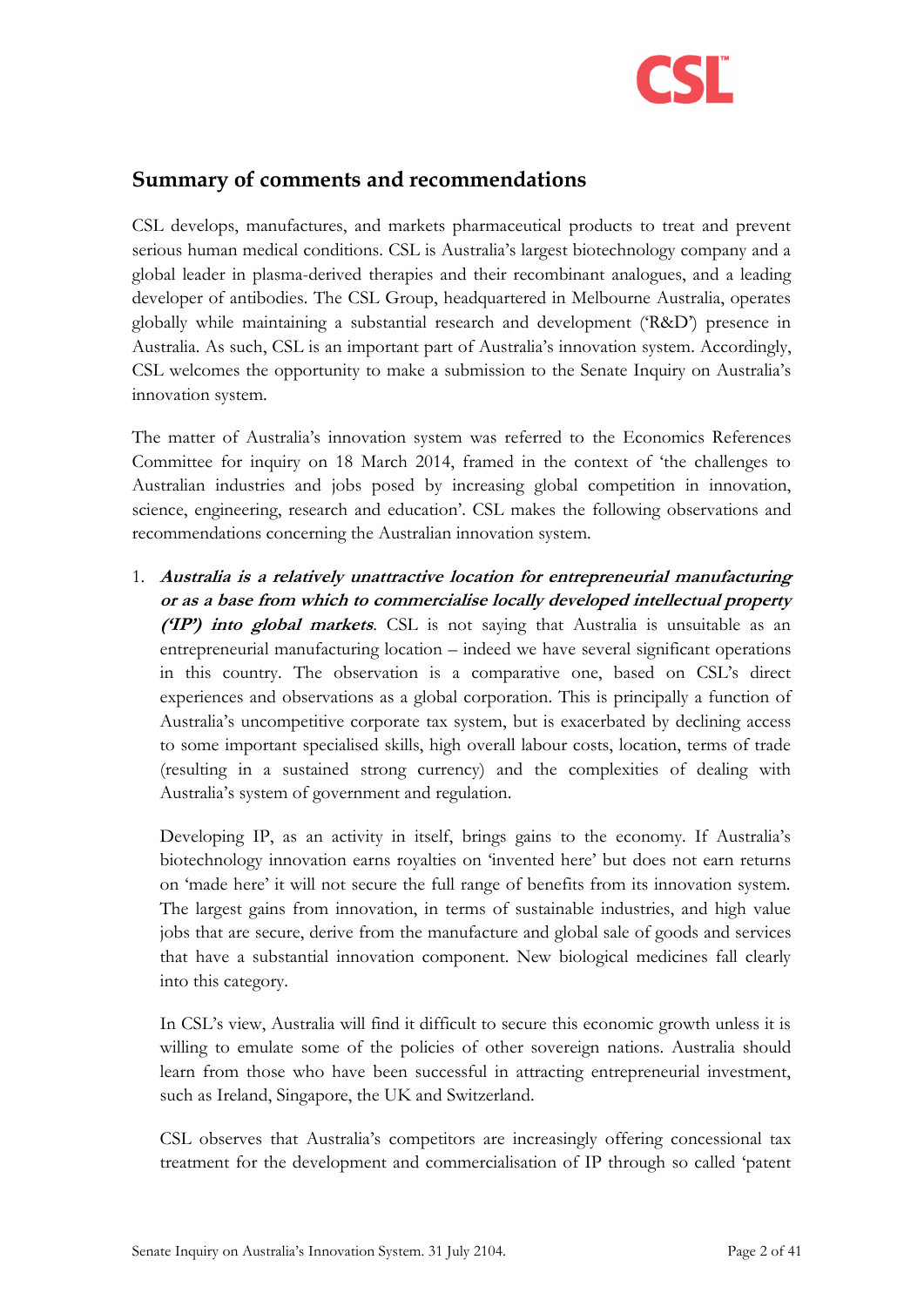## Summary of comments and recommendations

CSL develops, manufactures, and markets pharmaceutical products to treat and prevent serious human medical conditions. CSL is Australia's largest biotechnology company and a global leader in plasma-derived therapies and their recombinant analogues, and a leading developer of antibodies. The CSL Group, headquartered in Melbourne Australia, operates globally while maintaining a substantial research and development ('R&D') presence in Australia. As such, CSL is an important part of Australia's innovation system. Accordingly, CSL welcomes the opportunity to make a submission to the Senate Inquiry on Australia's innovation system.

The matter of Australia's innovation system was referred to the Economics References Committee for inquiry on 18 March 2014, framed in the context of 'the challenges to Australian industries and jobs posed by increasing global competition in innovation, science, engineering, research and education'. CSL makes the following observations and recommendations concerning the Australian innovation system.

1. ***Australia is a relatively unattractive location for entrepreneurial manufacturing or as a base from which to commercialise locally developed intellectual property ('IP') into global markets***. CSL is not saying that Australia is unsuitable as an entrepreneurial manufacturing location – indeed we have several significant operations in this country. The observation is a comparative one, based on CSL's direct experiences and observations as a global corporation. This is principally a function of Australia's uncompetitive corporate tax system, but is exacerbated by declining access to some important specialised skills, high overall labour costs, location, terms of trade (resulting in a sustained strong currency) and the complexities of dealing with Australia's system of government and regulation.

   Developing IP, as an activity in itself, brings gains to the economy. If Australia's biotechnology innovation earns royalties on 'invented here' but does not earn returns on 'made here' it will not secure the full range of benefits from its innovation system. The largest gains from innovation, in terms of sustainable industries, and high value jobs that are secure, derive from the manufacture and global sale of goods and services that have a substantial innovation component. New biological medicines fall clearly into this category.

   In CSL's view, Australia will find it difficult to secure this economic growth unless it is willing to emulate some of the policies of other sovereign nations. Australia should learn from those who have been successful in attracting entrepreneurial investment, such as Ireland, Singapore, the UK and Switzerland.

   CSL observes that Australia's competitors are increasingly offering concessional tax treatment for the development and commercialisation of IP through so called 'patent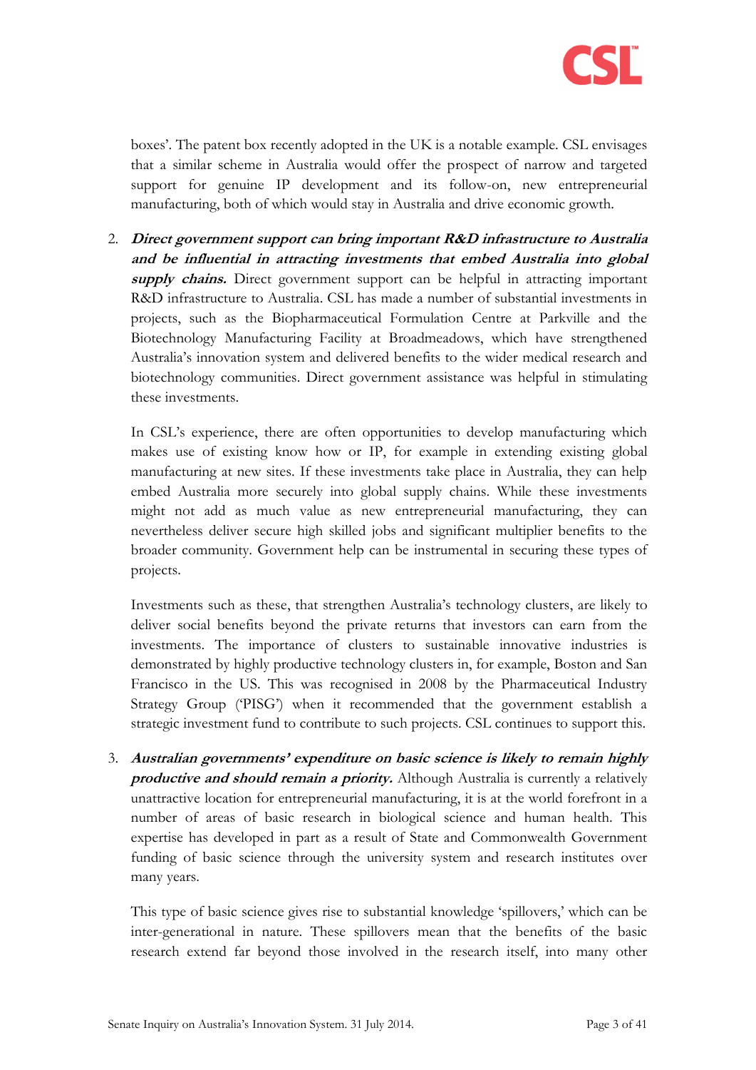boxes'. The patent box recently adopted in the UK is a notable example. CSL envisages that a similar scheme in Australia would offer the prospect of narrow and targeted support for genuine IP development and its follow-on, new entrepreneurial manufacturing, both of which would stay in Australia and drive economic growth.

2. ***Direct government support can bring important R&D infrastructure to Australia and be influential in attracting investments that embed Australia into global supply chains.*** Direct government support can be helpful in attracting important R&D infrastructure to Australia. CSL has made a number of substantial investments in projects, such as the Biopharmaceutical Formulation Centre at Parkville and the Biotechnology Manufacturing Facility at Broadmeadows, which have strengthened Australia's innovation system and delivered benefits to the wider medical research and biotechnology communities. Direct government assistance was helpful in stimulating these investments.

   In CSL's experience, there are often opportunities to develop manufacturing which makes use of existing know how or IP, for example in extending existing global manufacturing at new sites. If these investments take place in Australia, they can help embed Australia more securely into global supply chains. While these investments might not add as much value as new entrepreneurial manufacturing, they can nevertheless deliver secure high skilled jobs and significant multiplier benefits to the broader community. Government help can be instrumental in securing these types of projects.

   Investments such as these, that strengthen Australia's technology clusters, are likely to deliver social benefits beyond the private returns that investors can earn from the investments. The importance of clusters to sustainable innovative industries is demonstrated by highly productive technology clusters in, for example, Boston and San Francisco in the US. This was recognised in 2008 by the Pharmaceutical Industry Strategy Group ('PISG') when it recommended that the government establish a strategic investment fund to contribute to such projects. CSL continues to support this.

3. ***Australian governments' expenditure on basic science is likely to remain highly productive and should remain a priority.*** Although Australia is currently a relatively unattractive location for entrepreneurial manufacturing, it is at the world forefront in a number of areas of basic research in biological science and human health. This expertise has developed in part as a result of State and Commonwealth Government funding of basic science through the university system and research institutes over many years.

   This type of basic science gives rise to substantial knowledge 'spillovers,' which can be inter-generational in nature. These spillovers mean that the benefits of the basic research extend far beyond those involved in the research itself, into many other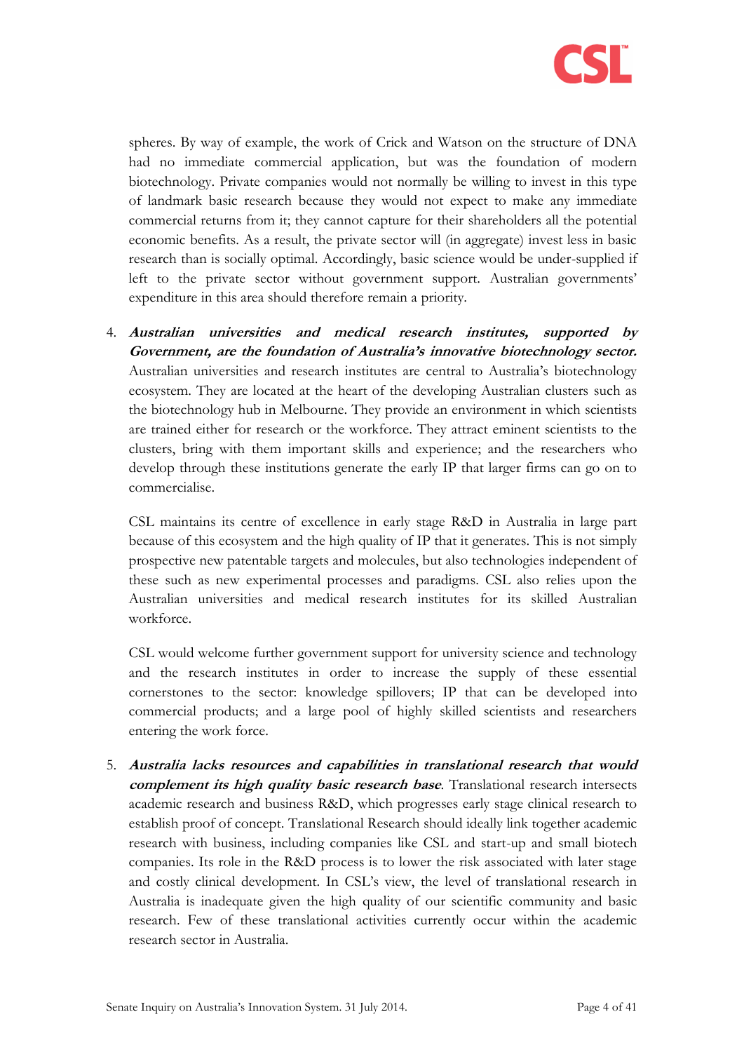spheres. By way of example, the work of Crick and Watson on the structure of DNA had no immediate commercial application, but was the foundation of modern biotechnology. Private companies would not normally be willing to invest in this type of landmark basic research because they would not expect to make any immediate commercial returns from it; they cannot capture for their shareholders all the potential economic benefits. As a result, the private sector will (in aggregate) invest less in basic research than is socially optimal. Accordingly, basic science would be under-supplied if left to the private sector without government support. Australian governments' expenditure in this area should therefore remain a priority.

4. ***Australian universities and medical research institutes, supported by Government, are the foundation of Australia's innovative biotechnology sector.*** Australian universities and research institutes are central to Australia's biotechnology ecosystem. They are located at the heart of the developing Australian clusters such as the biotechnology hub in Melbourne. They provide an environment in which scientists are trained either for research or the workforce. They attract eminent scientists to the clusters, bring with them important skills and experience; and the researchers who develop through these institutions generate the early IP that larger firms can go on to commercialise.

   CSL maintains its centre of excellence in early stage R&D in Australia in large part because of this ecosystem and the high quality of IP that it generates. This is not simply prospective new patentable targets and molecules, but also technologies independent of these such as new experimental processes and paradigms. CSL also relies upon the Australian universities and medical research institutes for its skilled Australian workforce.

   CSL would welcome further government support for university science and technology and the research institutes in order to increase the supply of these essential cornerstones to the sector: knowledge spillovers; IP that can be developed into commercial products; and a large pool of highly skilled scientists and researchers entering the work force.

5. ***Australia lacks resources and capabilities in translational research that would complement its high quality basic research base.*** Translational research intersects academic research and business R&D, which progresses early stage clinical research to establish proof of concept. Translational Research should ideally link together academic research with business, including companies like CSL and start-up and small biotech companies. Its role in the R&D process is to lower the risk associated with later stage and costly clinical development. In CSL's view, the level of translational research in Australia is inadequate given the high quality of our scientific community and basic research. Few of these translational activities currently occur within the academic research sector in Australia.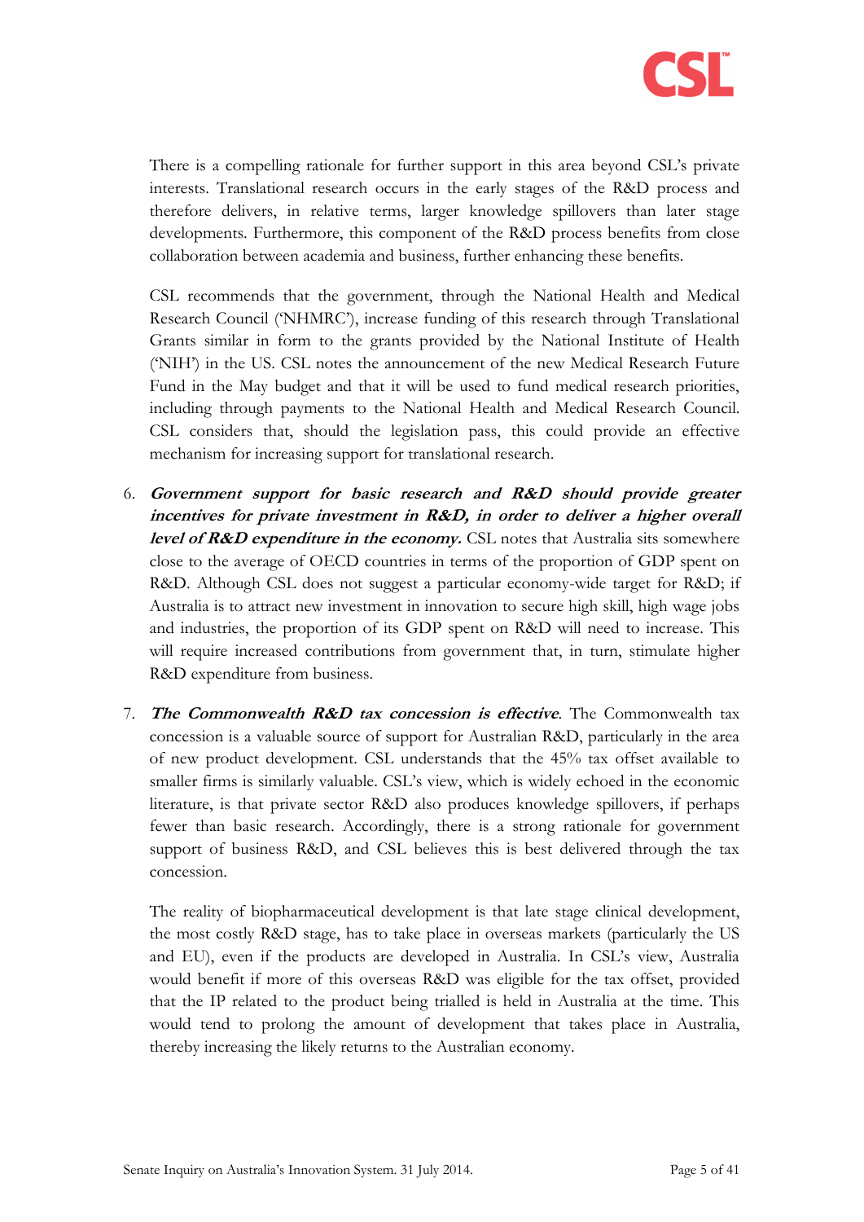There is a compelling rationale for further support in this area beyond CSL's private interests. Translational research occurs in the early stages of the R&D process and therefore delivers, in relative terms, larger knowledge spillovers than later stage developments. Furthermore, this component of the R&D process benefits from close collaboration between academia and business, further enhancing these benefits.

CSL recommends that the government, through the National Health and Medical Research Council ('NHMRC'), increase funding of this research through Translational Grants similar in form to the grants provided by the National Institute of Health ('NIH') in the US. CSL notes the announcement of the new Medical Research Future Fund in the May budget and that it will be used to fund medical research priorities, including through payments to the National Health and Medical Research Council. CSL considers that, should the legislation pass, this could provide an effective mechanism for increasing support for translational research.

6. ***Government support for basic research and R&D should provide greater incentives for private investment in R&D, in order to deliver a higher overall level of R&D expenditure in the economy.*** CSL notes that Australia sits somewhere close to the average of OECD countries in terms of the proportion of GDP spent on R&D. Although CSL does not suggest a particular economy-wide target for R&D; if Australia is to attract new investment in innovation to secure high skill, high wage jobs and industries, the proportion of its GDP spent on R&D will need to increase. This will require increased contributions from government that, in turn, stimulate higher R&D expenditure from business.

7. ***The Commonwealth R&D tax concession is effective***. The Commonwealth tax concession is a valuable source of support for Australian R&D, particularly in the area of new product development. CSL understands that the 45% tax offset available to smaller firms is similarly valuable. CSL's view, which is widely echoed in the economic literature, is that private sector R&D also produces knowledge spillovers, if perhaps fewer than basic research. Accordingly, there is a strong rationale for government support of business R&D, and CSL believes this is best delivered through the tax concession.

   The reality of biopharmaceutical development is that late stage clinical development, the most costly R&D stage, has to take place in overseas markets (particularly the US and EU), even if the products are developed in Australia. In CSL's view, Australia would benefit if more of this overseas R&D was eligible for the tax offset, provided that the IP related to the product being trialled is held in Australia at the time. This would tend to prolong the amount of development that takes place in Australia, thereby increasing the likely returns to the Australian economy.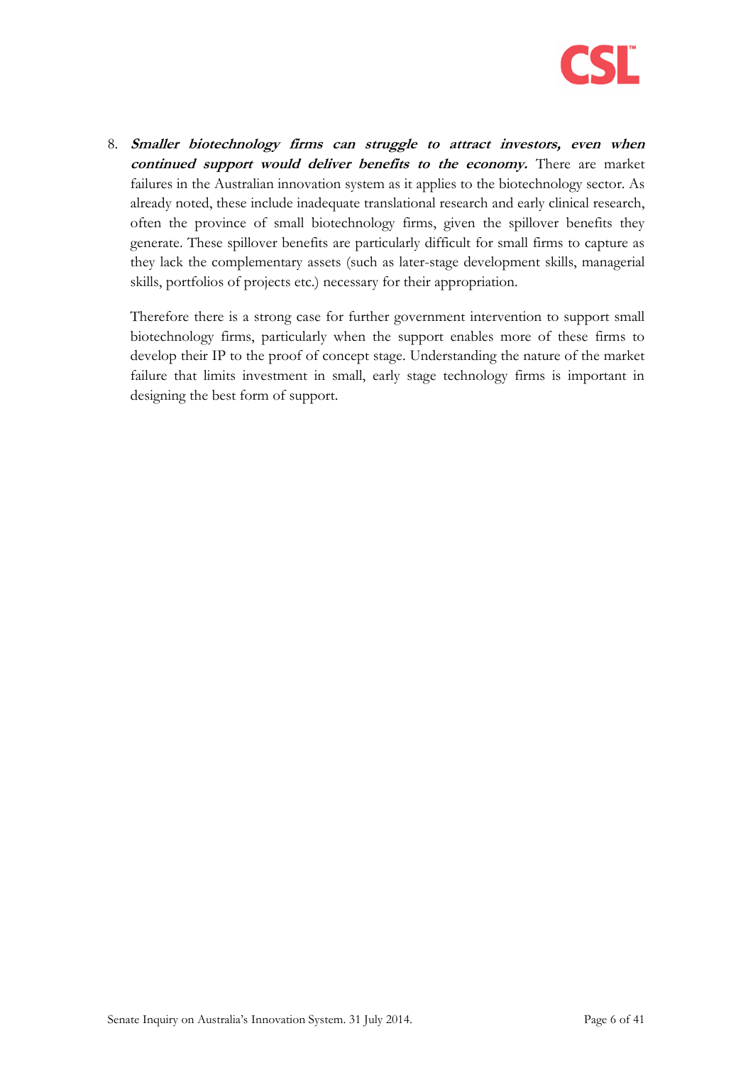8. ***Smaller biotechnology firms can struggle to attract investors, even when continued support would deliver benefits to the economy.*** There are market failures in the Australian innovation system as it applies to the biotechnology sector. As already noted, these include inadequate translational research and early clinical research, often the province of small biotechnology firms, given the spillover benefits they generate. These spillover benefits are particularly difficult for small firms to capture as they lack the complementary assets (such as later-stage development skills, managerial skills, portfolios of projects etc.) necessary for their appropriation.

   Therefore there is a strong case for further government intervention to support small biotechnology firms, particularly when the support enables more of these firms to develop their IP to the proof of concept stage. Understanding the nature of the market failure that limits investment in small, early stage technology firms is important in designing the best form of support.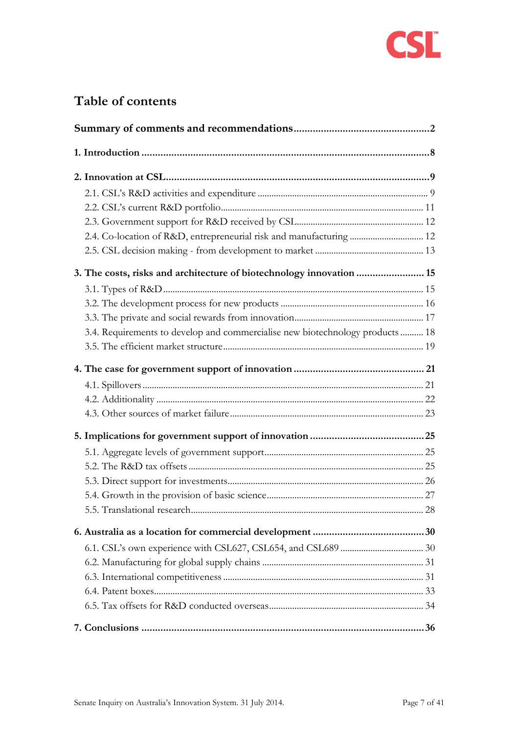# Table of contents

**Summary of comments and recommendations** .................................................. **2**

**1. Introduction** .................................................................................................. **8**

**2. Innovation at CSL** .......................................................................................... **9**

- 2.1. CSL's R&D activities and expenditure ......................................................... 9
- 2.2. CSL's current R&D portfolio ........................................................................ 11
- 2.3. Government support for R&D received by CSL ........................................ 12
- 2.4. Co-location of R&D, entrepreneurial risk and manufacturing ................... 12
- 2.5. CSL decision making - from development to market ................................ 13

**3. The costs, risks and architecture of biotechnology innovation** ........................ **15**

- 3.1. Types of R&D ............................................................................................... 15
- 3.2. The development process for new products ............................................... 16
- 3.3. The private and social rewards from innovation ........................................ 17
- 3.4. Requirements to develop and commercialise new biotechnology products .......... 18
- 3.5. The efficient market structure ..................................................................... 19

**4. The case for government support of innovation** ............................................... **21**

- 4.1. Spillovers ...................................................................................................... 21
- 4.2. Additionality ................................................................................................. 22
- 4.3. Other sources of market failure ................................................................... 23

**5. Implications for government support of innovation** .......................................... **25**

- 5.1. Aggregate levels of government support ..................................................... 25
- 5.2. The R&D tax offsets ..................................................................................... 25
- 5.3. Direct support for investments ..................................................................... 26
- 5.4. Growth in the provision of basic science ..................................................... 27
- 5.5. Translational research ................................................................................... 28

**6. Australia as a location for commercial development** ......................................... **30**

- 6.1. CSL's own experience with CSL627, CSL654, and CSL689 ........................ 30
- 6.2. Manufacturing for global supply chains ...................................................... 31
- 6.3. International competitiveness ...................................................................... 31
- 6.4. Patent boxes .................................................................................................. 33
- 6.5. Tax offsets for R&D conducted overseas ..................................................... 34

**7. Conclusions** .................................................................................................. **36**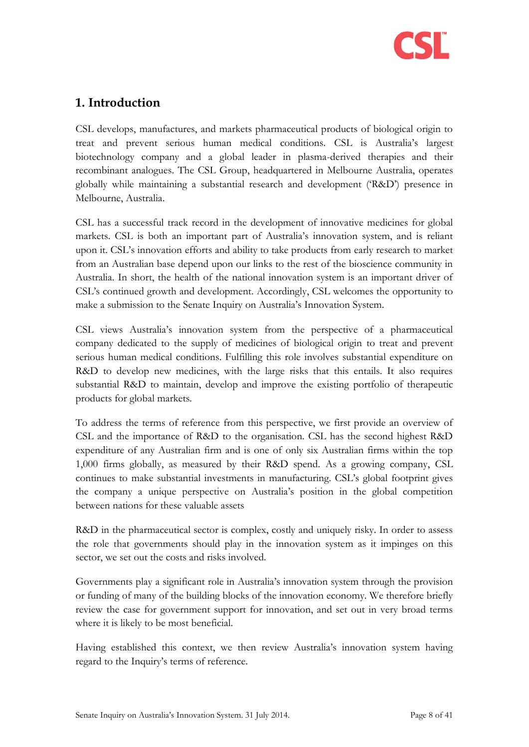## 1. Introduction

CSL develops, manufactures, and markets pharmaceutical products of biological origin to treat and prevent serious human medical conditions. CSL is Australia's largest biotechnology company and a global leader in plasma-derived therapies and their recombinant analogues. The CSL Group, headquartered in Melbourne Australia, operates globally while maintaining a substantial research and development ('R&D') presence in Melbourne, Australia.

CSL has a successful track record in the development of innovative medicines for global markets. CSL is both an important part of Australia's innovation system, and is reliant upon it. CSL's innovation efforts and ability to take products from early research to market from an Australian base depend upon our links to the rest of the bioscience community in Australia. In short, the health of the national innovation system is an important driver of CSL's continued growth and development. Accordingly, CSL welcomes the opportunity to make a submission to the Senate Inquiry on Australia's Innovation System.

CSL views Australia's innovation system from the perspective of a pharmaceutical company dedicated to the supply of medicines of biological origin to treat and prevent serious human medical conditions. Fulfilling this role involves substantial expenditure on R&D to develop new medicines, with the large risks that this entails. It also requires substantial R&D to maintain, develop and improve the existing portfolio of therapeutic products for global markets.

To address the terms of reference from this perspective, we first provide an overview of CSL and the importance of R&D to the organisation. CSL has the second highest R&D expenditure of any Australian firm and is one of only six Australian firms within the top 1,000 firms globally, as measured by their R&D spend. As a growing company, CSL continues to make substantial investments in manufacturing. CSL's global footprint gives the company a unique perspective on Australia's position in the global competition between nations for these valuable assets

R&D in the pharmaceutical sector is complex, costly and uniquely risky. In order to assess the role that governments should play in the innovation system as it impinges on this sector, we set out the costs and risks involved.

Governments play a significant role in Australia's innovation system through the provision or funding of many of the building blocks of the innovation economy. We therefore briefly review the case for government support for innovation, and set out in very broad terms where it is likely to be most beneficial.

Having established this context, we then review Australia's innovation system having regard to the Inquiry's terms of reference.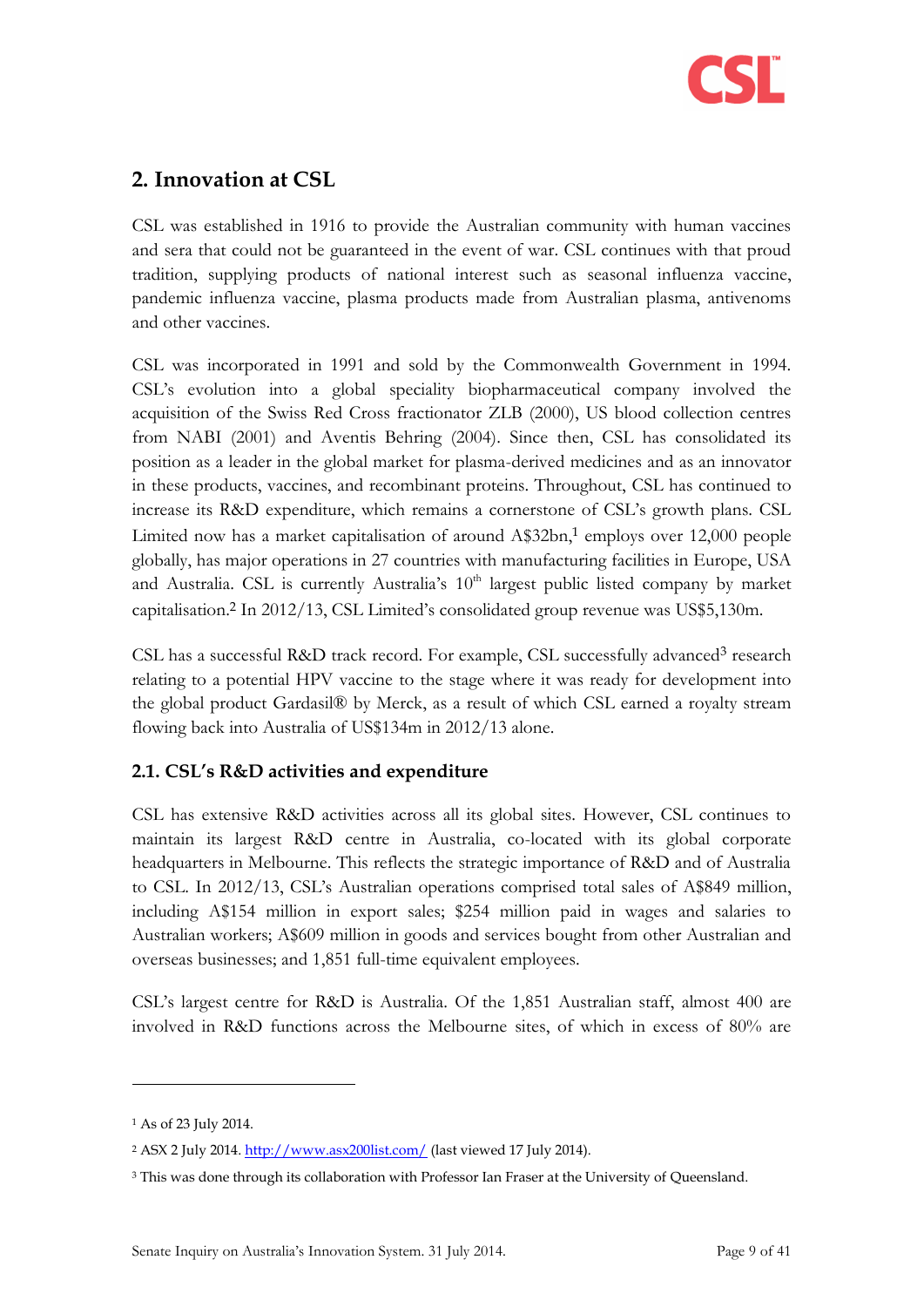## 2. Innovation at CSL

CSL was established in 1916 to provide the Australian community with human vaccines and sera that could not be guaranteed in the event of war. CSL continues with that proud tradition, supplying products of national interest such as seasonal influenza vaccine, pandemic influenza vaccine, plasma products made from Australian plasma, antivenoms and other vaccines.

CSL was incorporated in 1991 and sold by the Commonwealth Government in 1994. CSL's evolution into a global speciality biopharmaceutical company involved the acquisition of the Swiss Red Cross fractionator ZLB (2000), US blood collection centres from NABI (2001) and Aventis Behring (2004). Since then, CSL has consolidated its position as a leader in the global market for plasma-derived medicines and as an innovator in these products, vaccines, and recombinant proteins. Throughout, CSL has continued to increase its R&D expenditure, which remains a cornerstone of CSL's growth plans. CSL Limited now has a market capitalisation of around A$32bn,[1] employs over 12,000 people globally, has major operations in 27 countries with manufacturing facilities in Europe, USA and Australia. CSL is currently Australia's 10th largest public listed company by market capitalisation.[2] In 2012/13, CSL Limited's consolidated group revenue was US$5,130m.

CSL has a successful R&D track record. For example, CSL successfully advanced[3] research relating to a potential HPV vaccine to the stage where it was ready for development into the global product Gardasil® by Merck, as a result of which CSL earned a royalty stream flowing back into Australia of US$134m in 2012/13 alone.

### 2.1. CSL's R&D activities and expenditure

CSL has extensive R&D activities across all its global sites. However, CSL continues to maintain its largest R&D centre in Australia, co-located with its global corporate headquarters in Melbourne. This reflects the strategic importance of R&D and of Australia to CSL. In 2012/13, CSL's Australian operations comprised total sales of A$849 million, including A$154 million in export sales; $254 million paid in wages and salaries to Australian workers; A$609 million in goods and services bought from other Australian and overseas businesses; and 1,851 full-time equivalent employees.

CSL's largest centre for R&D is Australia. Of the 1,851 Australian staff, almost 400 are involved in R&D functions across the Melbourne sites, of which in excess of 80% are

---

[1] As of 23 July 2014.

[2] ASX 2 July 2014. http://www.asx200list.com/ (last viewed 17 July 2014).

[3] This was done through its collaboration with Professor Ian Fraser at the University of Queensland.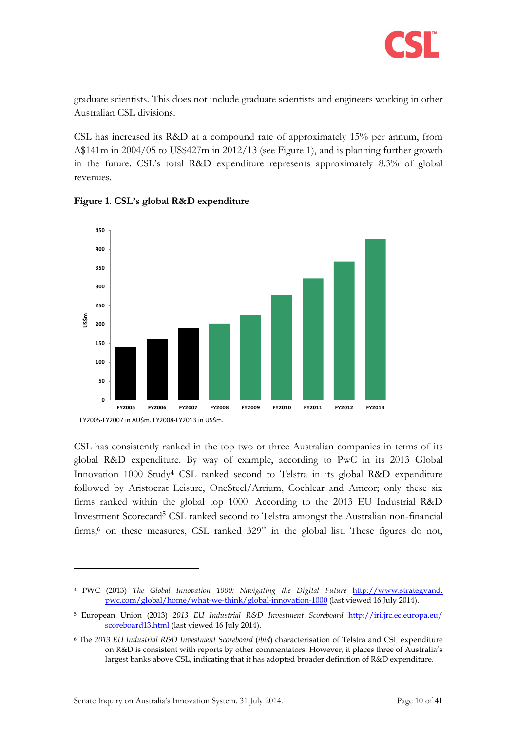graduate scientists. This does not include graduate scientists and engineers working in other Australian CSL divisions.

CSL has increased its R&D at a compound rate of approximately 15% per annum, from A$141m in 2004/05 to US$427m in 2012/13 (see Figure 1), and is planning further growth in the future. CSL's total R&D expenditure represents approximately 8.3% of global revenues.

**Figure 1. CSL's global R&D expenditure**

FY2005-FY2007 in AU$m. FY2008-FY2013 in US$m.

CSL has consistently ranked in the top two or three Australian companies in terms of its global R&D expenditure. By way of example, according to PwC in its 2013 Global Innovation 1000 Study[4] CSL ranked second to Telstra in its global R&D expenditure followed by Aristocrat Leisure, OneSteel/Arrium, Cochlear and Amcor; only these six firms ranked within the global top 1000. According to the 2013 EU Industrial R&D Investment Scorecard[5] CSL ranked second to Telstra amongst the Australian non-financial firms;[6] on these measures, CSL ranked 329th in the global list. These figures do not,

---

[4] PWC (2013) *The Global Innovation 1000: Navigating the Digital Future* http://www.strategyand.pwc.com/global/home/what-we-think/global-innovation-1000 (last viewed 16 July 2014).

[5] European Union (2013) *2013 EU Industrial R&D Investment Scoreboard* http://iri.jrc.ec.europa.eu/scoreboard13.html (last viewed 16 July 2014).

[6] The *2013 EU Industrial R&D Investment Scoreboard* (*ibid*) characterisation of Telstra and CSL expenditure on R&D is consistent with reports by other commentators. However, it places three of Australia's largest banks above CSL, indicating that it has adopted broader definition of R&D expenditure.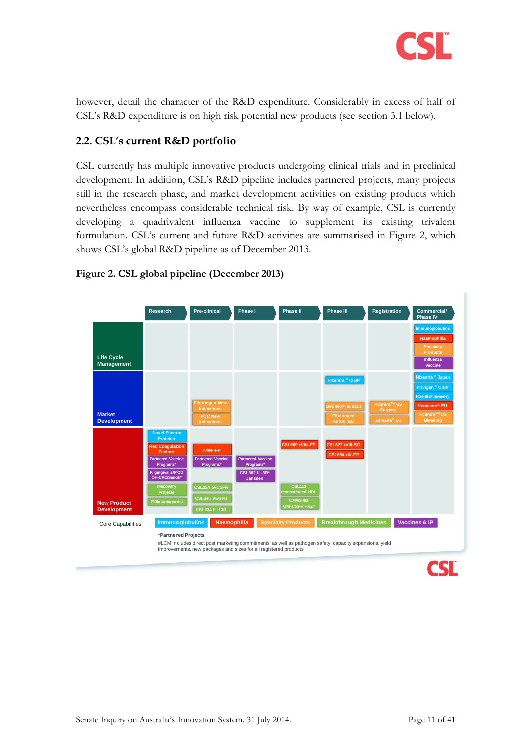however, detail the character of the R&D expenditure. Considerably in excess of half of CSL's R&D expenditure is on high risk potential new products (see section 3.1 below).

## 2.2. CSL's current R&D portfolio

CSL currently has multiple innovative products undergoing clinical trials and in preclinical development. In addition, CSL's R&D pipeline includes partnered projects, many projects still in the research phase, and market development activities on existing products which nevertheless encompass considerable technical risk. By way of example, CSL is currently developing a quadrivalent influenza vaccine to supplement its existing trivalent formulation. CSL's current and future R&D activities are summarised in Figure 2, which shows CSL's global R&D pipeline as of December 2013.

**Figure 2. CSL global pipeline (December 2013)**

| | Research | Pre-clinical | Phase I | Phase II | Phase III | Registration | Commercial/ Phase IV |
|---|---|---|---|---|---|---|---|
| **Life Cycle Management** | | | | | | | Immunoglobulins; Haemophilia; Specialty Products; Influenza Vaccine |
| **Market Development** | | Fibrinogen New Indications; PCC New Indications | | | Hizentra ® CIDP; Berinert® subcut; Fibrinogen Aortic EU | Kcentra™ US Surgery; Zemaira® EU | Hizentra ® Japan; Privigen ® CIDP; Hizentra® biweekly; Voncento® EU; Kcentra™ US Bleeding |
| **New Product Development** | Novel Plasma Proteins; Rec Coagulation Factors; Partnered Vaccine Programs*; P. gingivalis/POD OH-CRC/Sanofi*; Discovery Projects; FXIIa Antagonist | rVWF-FP; Partnered Vaccine Programs*; CSL324 G-CSFR; CSL346 VEGFB; CSL334 IL-13R | Partnered Vaccine Programs*; CSL362 IL-3R* Janssen | CSL689 rVIIa-FP; CSL112 reconstituted HDL; CAM3001 GM-CSFR –AZ* | CSL627 rVIII-SC; CSL654 rIX-FP | | |

Core Capabilities: Immunoglobulins | Haemophilia | Specialty Products | Breakthrough Medicines | Vaccines & IP

*Partnered Projects

#LCM includes direct post marketing commitments as well as pathogen safety, capacity expansions, yield improvements, new packages and sizes for all registered products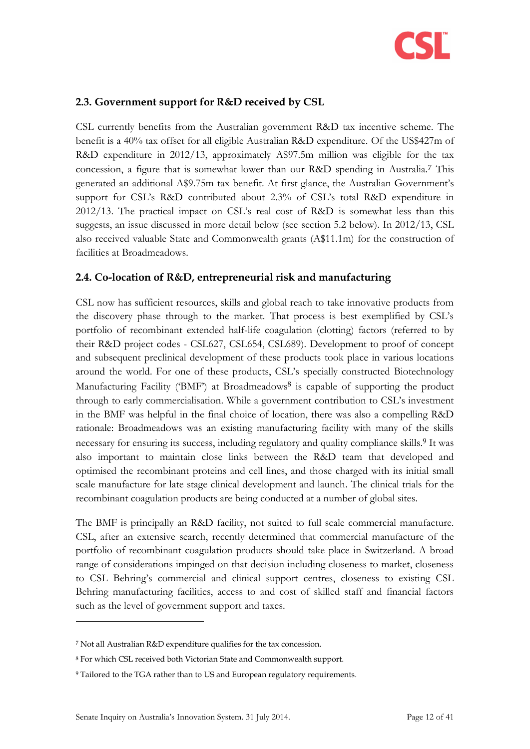## 2.3. Government support for R&D received by CSL

CSL currently benefits from the Australian government R&D tax incentive scheme. The benefit is a 40% tax offset for all eligible Australian R&D expenditure. Of the US$427m of R&D expenditure in 2012/13, approximately A$97.5m million was eligible for the tax concession, a figure that is somewhat lower than our R&D spending in Australia.[7] This generated an additional A$9.75m tax benefit. At first glance, the Australian Government's support for CSL's R&D contributed about 2.3% of CSL's total R&D expenditure in 2012/13. The practical impact on CSL's real cost of R&D is somewhat less than this suggests, an issue discussed in more detail below (see section 5.2 below). In 2012/13, CSL also received valuable State and Commonwealth grants (A$11.1m) for the construction of facilities at Broadmeadows.

## 2.4. Co-location of R&D, entrepreneurial risk and manufacturing

CSL now has sufficient resources, skills and global reach to take innovative products from the discovery phase through to the market. That process is best exemplified by CSL's portfolio of recombinant extended half-life coagulation (clotting) factors (referred to by their R&D project codes - CSL627, CSL654, CSL689). Development to proof of concept and subsequent preclinical development of these products took place in various locations around the world. For one of these products, CSL's specially constructed Biotechnology Manufacturing Facility ('BMF') at Broadmeadows[8] is capable of supporting the product through to early commercialisation. While a government contribution to CSL's investment in the BMF was helpful in the final choice of location, there was also a compelling R&D rationale: Broadmeadows was an existing manufacturing facility with many of the skills necessary for ensuring its success, including regulatory and quality compliance skills.[9] It was also important to maintain close links between the R&D team that developed and optimised the recombinant proteins and cell lines, and those charged with its initial small scale manufacture for late stage clinical development and launch. The clinical trials for the recombinant coagulation products are being conducted at a number of global sites.

The BMF is principally an R&D facility, not suited to full scale commercial manufacture. CSL, after an extensive search, recently determined that commercial manufacture of the portfolio of recombinant coagulation products should take place in Switzerland. A broad range of considerations impinged on that decision including closeness to market, closeness to CSL Behring's commercial and clinical support centres, closeness to existing CSL Behring manufacturing facilities, access to and cost of skilled staff and financial factors such as the level of government support and taxes.

---

[7] Not all Australian R&D expenditure qualifies for the tax concession.

[8] For which CSL received both Victorian State and Commonwealth support.

[9] Tailored to the TGA rather than to US and European regulatory requirements.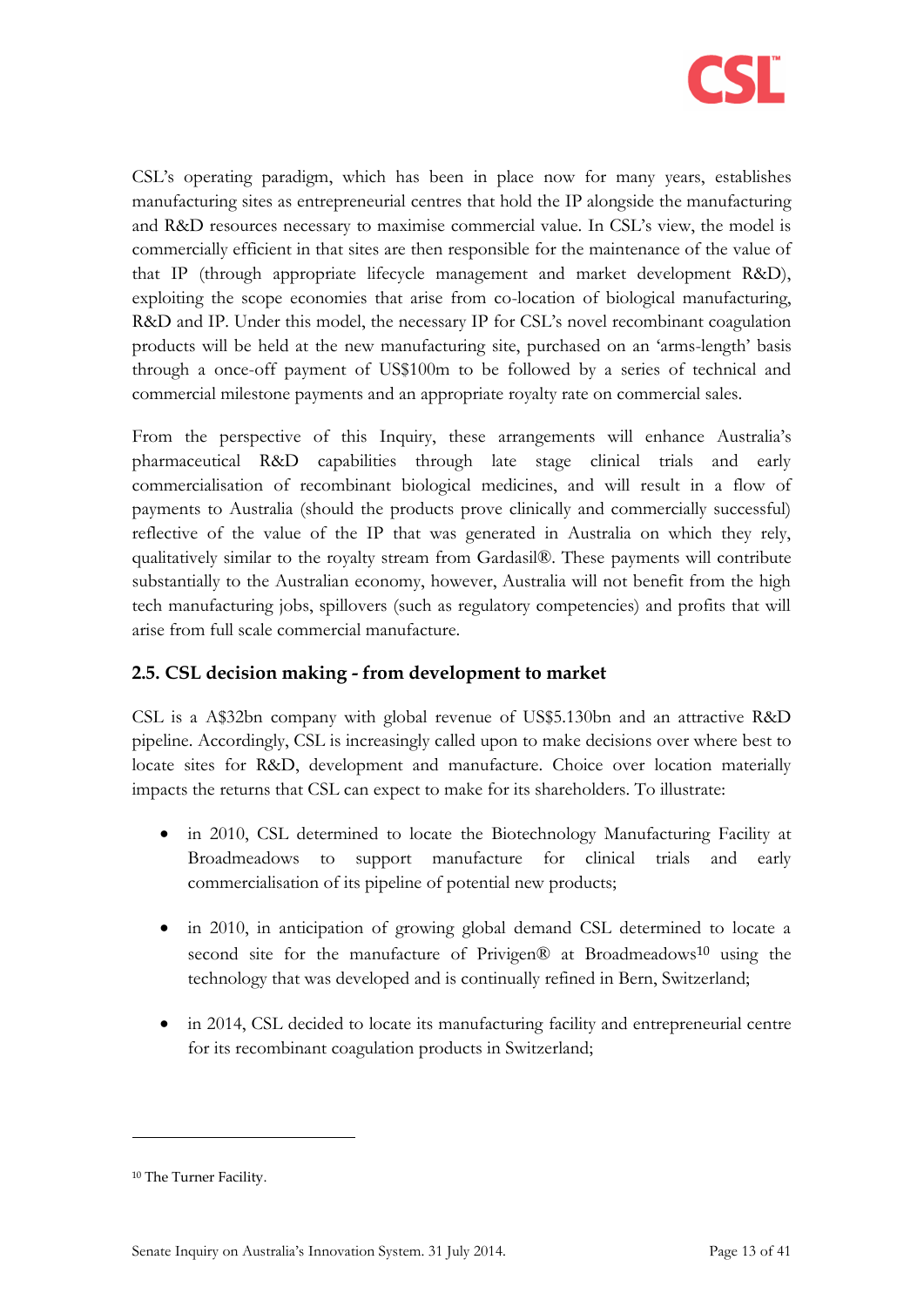CSL's operating paradigm, which has been in place now for many years, establishes manufacturing sites as entrepreneurial centres that hold the IP alongside the manufacturing and R&D resources necessary to maximise commercial value. In CSL's view, the model is commercially efficient in that sites are then responsible for the maintenance of the value of that IP (through appropriate lifecycle management and market development R&D), exploiting the scope economies that arise from co-location of biological manufacturing, R&D and IP. Under this model, the necessary IP for CSL's novel recombinant coagulation products will be held at the new manufacturing site, purchased on an 'arms-length' basis through a once-off payment of US$100m to be followed by a series of technical and commercial milestone payments and an appropriate royalty rate on commercial sales.

From the perspective of this Inquiry, these arrangements will enhance Australia's pharmaceutical R&D capabilities through late stage clinical trials and early commercialisation of recombinant biological medicines, and will result in a flow of payments to Australia (should the products prove clinically and commercially successful) reflective of the value of the IP that was generated in Australia on which they rely, qualitatively similar to the royalty stream from Gardasil®. These payments will contribute substantially to the Australian economy, however, Australia will not benefit from the high tech manufacturing jobs, spillovers (such as regulatory competencies) and profits that will arise from full scale commercial manufacture.

## 2.5. CSL decision making - from development to market

CSL is a A$32bn company with global revenue of US$5.130bn and an attractive R&D pipeline. Accordingly, CSL is increasingly called upon to make decisions over where best to locate sites for R&D, development and manufacture. Choice over location materially impacts the returns that CSL can expect to make for its shareholders. To illustrate:

- in 2010, CSL determined to locate the Biotechnology Manufacturing Facility at Broadmeadows to support manufacture for clinical trials and early commercialisation of its pipeline of potential new products;
- in 2010, in anticipation of growing global demand CSL determined to locate a second site for the manufacture of Privigen® at Broadmeadows[10] using the technology that was developed and is continually refined in Bern, Switzerland;
- in 2014, CSL decided to locate its manufacturing facility and entrepreneurial centre for its recombinant coagulation products in Switzerland;

[10] The Turner Facility.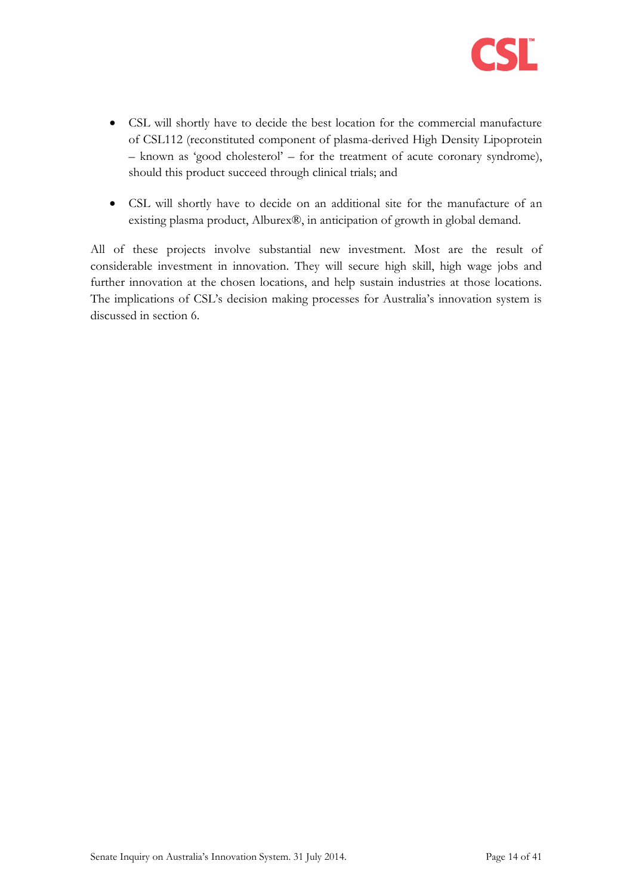- CSL will shortly have to decide the best location for the commercial manufacture of CSL112 (reconstituted component of plasma-derived High Density Lipoprotein – known as 'good cholesterol' – for the treatment of acute coronary syndrome), should this product succeed through clinical trials; and

- CSL will shortly have to decide on an additional site for the manufacture of an existing plasma product, Alburex®, in anticipation of growth in global demand.

All of these projects involve substantial new investment. Most are the result of considerable investment in innovation. They will secure high skill, high wage jobs and further innovation at the chosen locations, and help sustain industries at those locations. The implications of CSL's decision making processes for Australia's innovation system is discussed in section 6.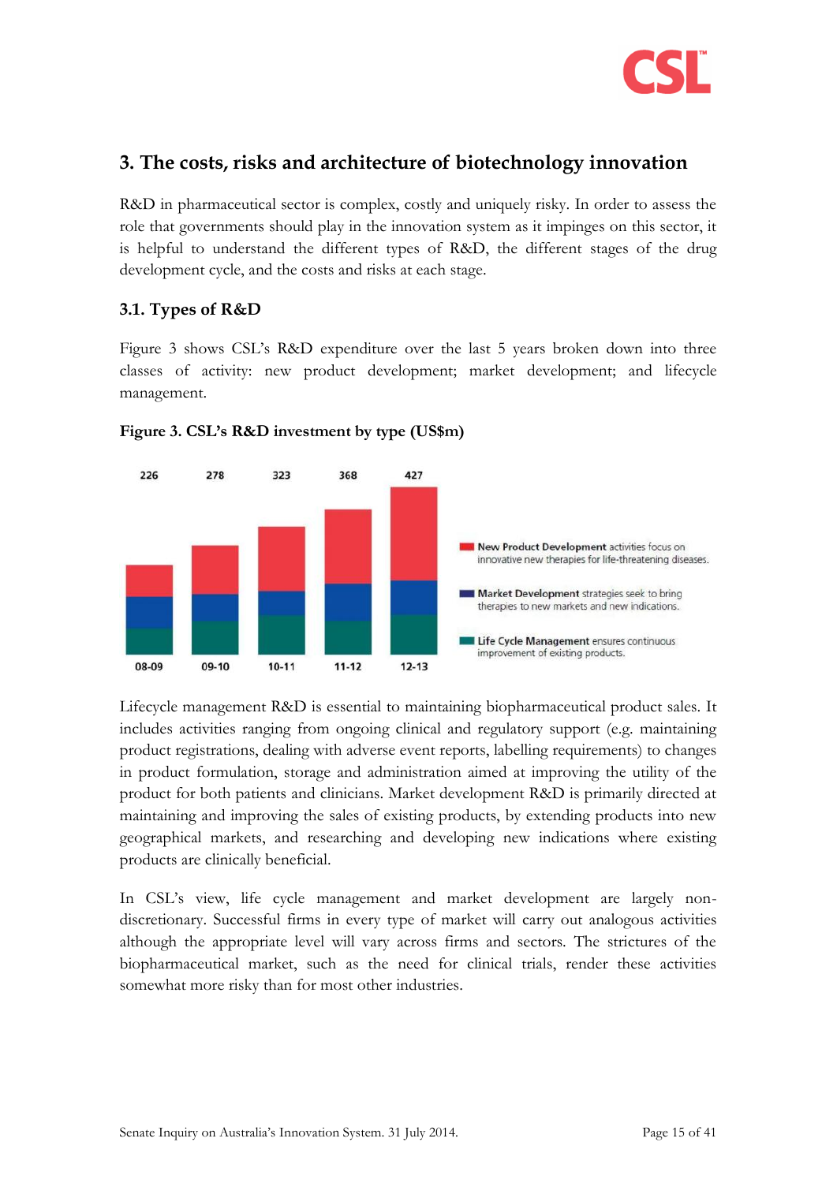## 3. The costs, risks and architecture of biotechnology innovation

R&D in pharmaceutical sector is complex, costly and uniquely risky. In order to assess the role that governments should play in the innovation system as it impinges on this sector, it is helpful to understand the different types of R&D, the different stages of the drug development cycle, and the costs and risks at each stage.

### 3.1. Types of R&D

Figure 3 shows CSL's R&D expenditure over the last 5 years broken down into three classes of activity: new product development; market development; and lifecycle management.

**Figure 3. CSL's R&D investment by type (US$m)**

| | 08-09 | 09-10 | 10-11 | 11-12 | 12-13 |
|---|---|---|---|---|---|
| Total | 226 | 278 | 323 | 368 | 427 |

**New Product Development** activities focus on innovative new therapies for life-threatening diseases.

**Market Development** strategies seek to bring therapies to new markets and new indications.

**Life Cycle Management** ensures continuous improvement of existing products.

Lifecycle management R&D is essential to maintaining biopharmaceutical product sales. It includes activities ranging from ongoing clinical and regulatory support (e.g. maintaining product registrations, dealing with adverse event reports, labelling requirements) to changes in product formulation, storage and administration aimed at improving the utility of the product for both patients and clinicians. Market development R&D is primarily directed at maintaining and improving the sales of existing products, by extending products into new geographical markets, and researching and developing new indications where existing products are clinically beneficial.

In CSL's view, life cycle management and market development are largely non-discretionary. Successful firms in every type of market will carry out analogous activities although the appropriate level will vary across firms and sectors. The strictures of the biopharmaceutical market, such as the need for clinical trials, render these activities somewhat more risky than for most other industries.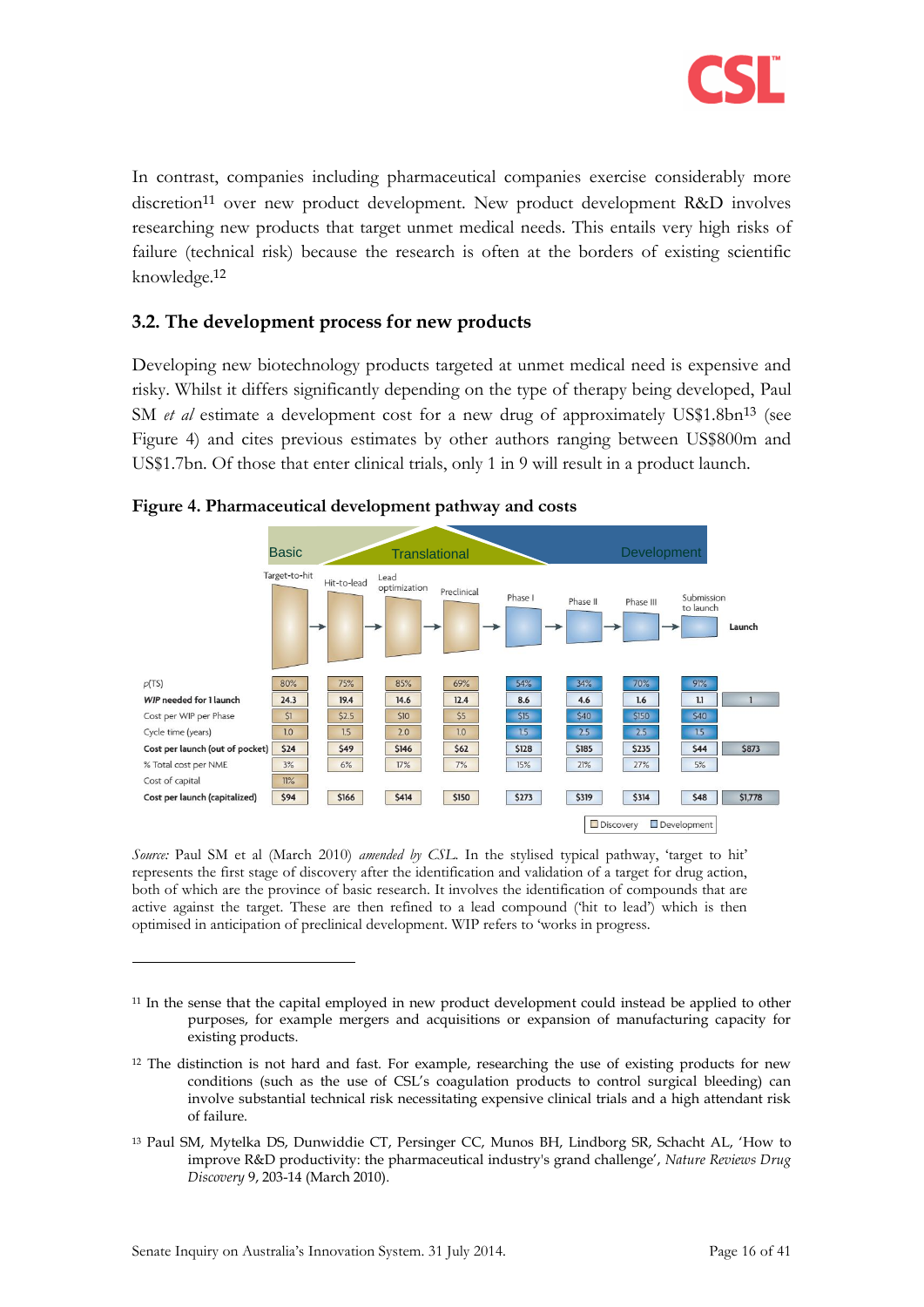In contrast, companies including pharmaceutical companies exercise considerably more discretion[11] over new product development. New product development R&D involves researching new products that target unmet medical needs. This entails very high risks of failure (technical risk) because the research is often at the borders of existing scientific knowledge.[12]

### 3.2. The development process for new products

Developing new biotechnology products targeted at unmet medical need is expensive and risky. Whilst it differs significantly depending on the type of therapy being developed, Paul SM *et al* estimate a development cost for a new drug of approximately US$1.8bn[13] (see Figure 4) and cites previous estimates by other authors ranging between US$800m and US$1.7bn. Of those that enter clinical trials, only 1 in 9 will result in a product launch.

**Figure 4. Pharmaceutical development pathway and costs**

Basic — Translational — Development

| | Target-to-hit | Hit-to-lead | Lead optimization | Preclinical | Phase I | Phase II | Phase III | Submission to launch | Launch |
|---|---|---|---|---|---|---|---|---|---|
| *p*(TS) | 80% | 75% | 85% | 69% | 54% | 34% | 70% | 91% | |
| ***WIP* needed for 1 launch** | 24.3 | 19.4 | 14.6 | 12.4 | 8.6 | 4.6 | 1.6 | 1.1 | 1 |
| Cost per WIP per Phase | $1 | $2.5 | $10 | $5 | $15 | $40 | $150 | $40 | |
| Cycle time (years) | 1.0 | 1.5 | 2.0 | 1.0 | 1.5 | 2.5 | 2.5 | 1.5 | |
| **Cost per launch (out of pocket)** | $24 | $49 | $146 | $62 | $128 | $185 | $235 | $44 | $873 |
| % Total cost per NME | 3% | 6% | 17% | 7% | 15% | 21% | 27% | 5% | |
| Cost of capital | 11% | | | | | | | | |
| **Cost per launch (capitalized)** | $94 | $166 | $414 | $150 | $273 | $319 | $314 | $48 | $1,778 |

☐ Discovery ☐ Development

*Source:* Paul SM et al (March 2010) *amended by CSL*. In the stylised typical pathway, 'target to hit' represents the first stage of discovery after the identification and validation of a target for drug action, both of which are the province of basic research. It involves the identification of compounds that are active against the target. These are then refined to a lead compound ('hit to lead') which is then optimised in anticipation of preclinical development. WIP refers to 'works in progress.

---

[11] In the sense that the capital employed in new product development could instead be applied to other purposes, for example mergers and acquisitions or expansion of manufacturing capacity for existing products.

[12] The distinction is not hard and fast. For example, researching the use of existing products for new conditions (such as the use of CSL's coagulation products to control surgical bleeding) can involve substantial technical risk necessitating expensive clinical trials and a high attendant risk of failure.

[13] Paul SM, Mytelka DS, Dunwiddie CT, Persinger CC, Munos BH, Lindborg SR, Schacht AL, 'How to improve R&D productivity: the pharmaceutical industry's grand challenge', *Nature Reviews Drug Discovery* 9, 203-14 (March 2010).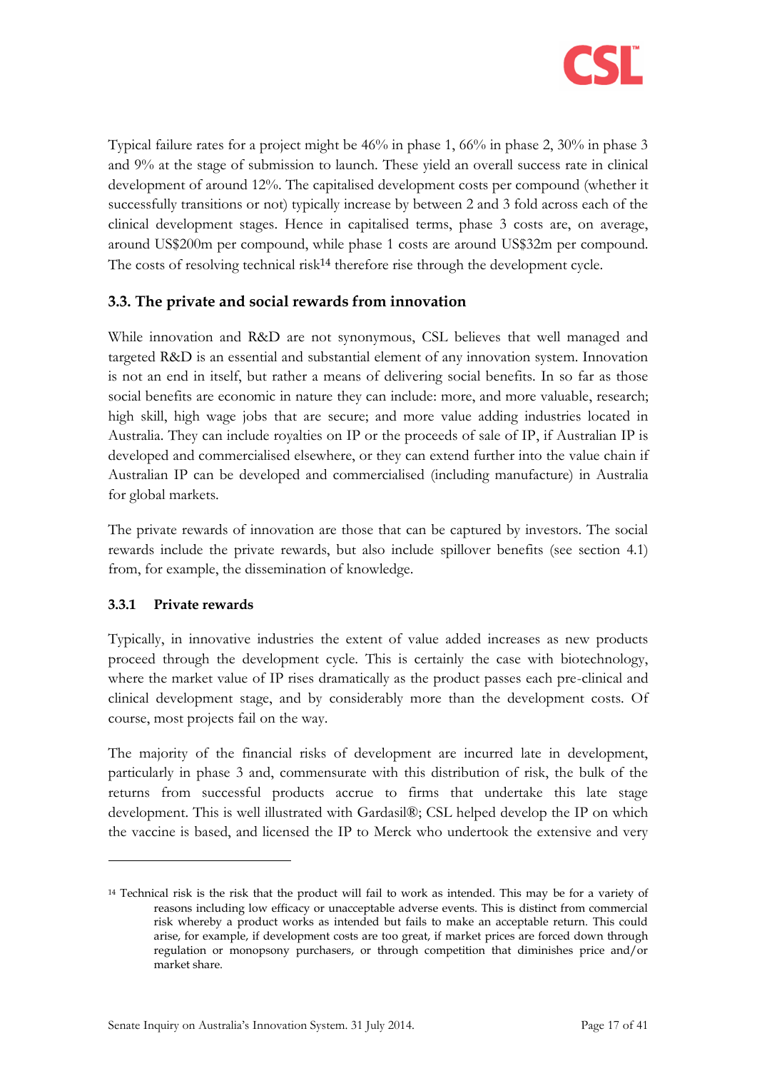Typical failure rates for a project might be 46% in phase 1, 66% in phase 2, 30% in phase 3 and 9% at the stage of submission to launch. These yield an overall success rate in clinical development of around 12%. The capitalised development costs per compound (whether it successfully transitions or not) typically increase by between 2 and 3 fold across each of the clinical development stages. Hence in capitalised terms, phase 3 costs are, on average, around US$200m per compound, while phase 1 costs are around US$32m per compound. The costs of resolving technical risk[14] therefore rise through the development cycle.

### 3.3. The private and social rewards from innovation

While innovation and R&D are not synonymous, CSL believes that well managed and targeted R&D is an essential and substantial element of any innovation system. Innovation is not an end in itself, but rather a means of delivering social benefits. In so far as those social benefits are economic in nature they can include: more, and more valuable, research; high skill, high wage jobs that are secure; and more value adding industries located in Australia. They can include royalties on IP or the proceeds of sale of IP, if Australian IP is developed and commercialised elsewhere, or they can extend further into the value chain if Australian IP can be developed and commercialised (including manufacture) in Australia for global markets.

The private rewards of innovation are those that can be captured by investors. The social rewards include the private rewards, but also include spillover benefits (see section 4.1) from, for example, the dissemination of knowledge.

#### 3.3.1 Private rewards

Typically, in innovative industries the extent of value added increases as new products proceed through the development cycle. This is certainly the case with biotechnology, where the market value of IP rises dramatically as the product passes each pre-clinical and clinical development stage, and by considerably more than the development costs. Of course, most projects fail on the way.

The majority of the financial risks of development are incurred late in development, particularly in phase 3 and, commensurate with this distribution of risk, the bulk of the returns from successful products accrue to firms that undertake this late stage development. This is well illustrated with Gardasil®; CSL helped develop the IP on which the vaccine is based, and licensed the IP to Merck who undertook the extensive and very

---

[14] Technical risk is the risk that the product will fail to work as intended. This may be for a variety of reasons including low efficacy or unacceptable adverse events. This is distinct from commercial risk whereby a product works as intended but fails to make an acceptable return. This could arise, for example, if development costs are too great, if market prices are forced down through regulation or monopsony purchasers, or through competition that diminishes price and/or market share.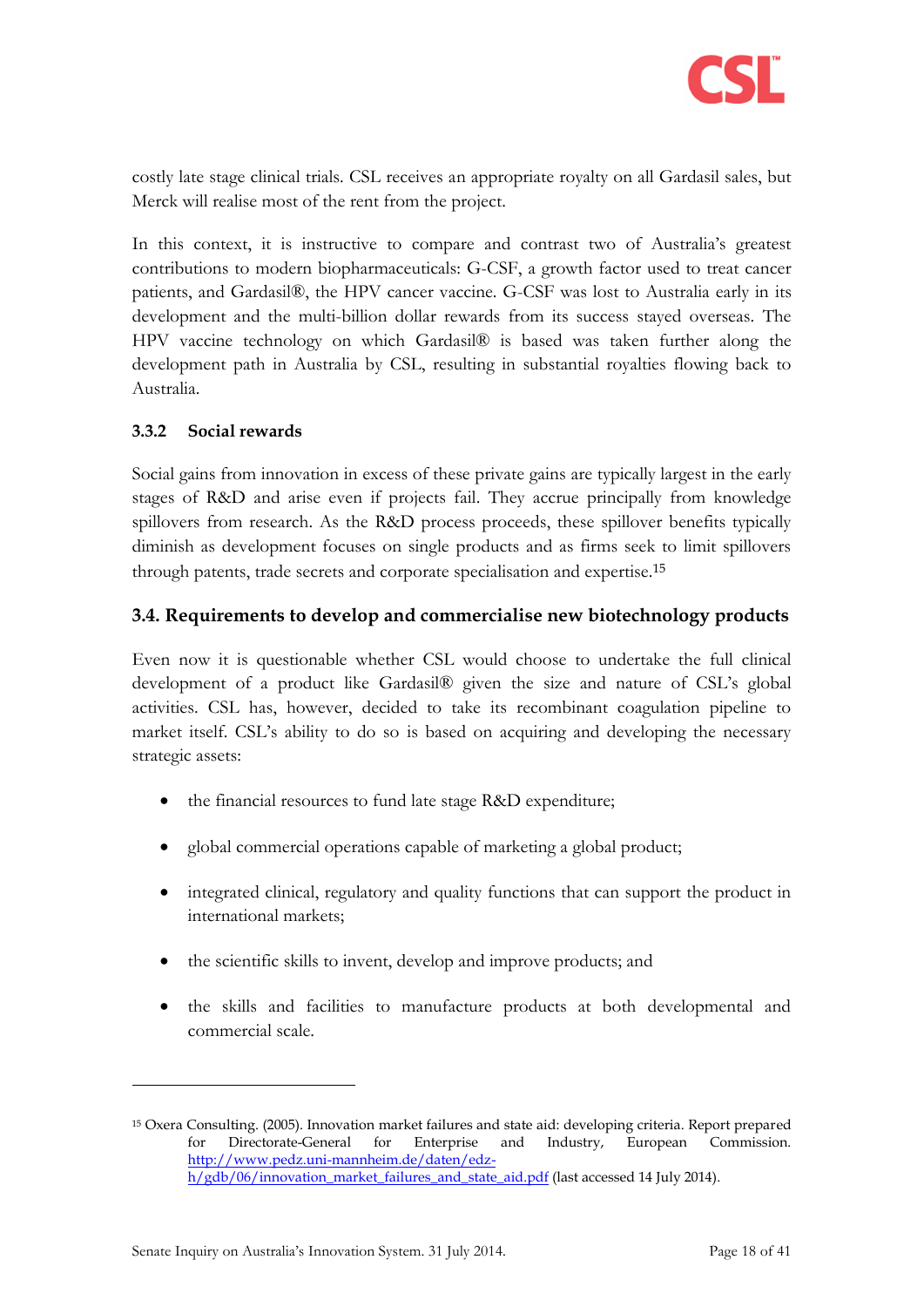costly late stage clinical trials. CSL receives an appropriate royalty on all Gardasil sales, but Merck will realise most of the rent from the project.

In this context, it is instructive to compare and contrast two of Australia's greatest contributions to modern biopharmaceuticals: G-CSF, a growth factor used to treat cancer patients, and Gardasil®, the HPV cancer vaccine. G-CSF was lost to Australia early in its development and the multi-billion dollar rewards from its success stayed overseas. The HPV vaccine technology on which Gardasil® is based was taken further along the development path in Australia by CSL, resulting in substantial royalties flowing back to Australia.

### 3.3.2 Social rewards

Social gains from innovation in excess of these private gains are typically largest in the early stages of R&D and arise even if projects fail. They accrue principally from knowledge spillovers from research. As the R&D process proceeds, these spillover benefits typically diminish as development focuses on single products and as firms seek to limit spillovers through patents, trade secrets and corporate specialisation and expertise.[15]

## 3.4. Requirements to develop and commercialise new biotechnology products

Even now it is questionable whether CSL would choose to undertake the full clinical development of a product like Gardasil® given the size and nature of CSL's global activities. CSL has, however, decided to take its recombinant coagulation pipeline to market itself. CSL's ability to do so is based on acquiring and developing the necessary strategic assets:

- the financial resources to fund late stage R&D expenditure;
- global commercial operations capable of marketing a global product;
- integrated clinical, regulatory and quality functions that can support the product in international markets;
- the scientific skills to invent, develop and improve products; and
- the skills and facilities to manufacture products at both developmental and commercial scale.

---

[15] Oxera Consulting. (2005). Innovation market failures and state aid: developing criteria. Report prepared for Directorate-General for Enterprise and Industry, European Commission. http://www.pedz.uni-mannheim.de/daten/edz-h/gdb/06/innovation_market_failures_and_state_aid.pdf (last accessed 14 July 2014).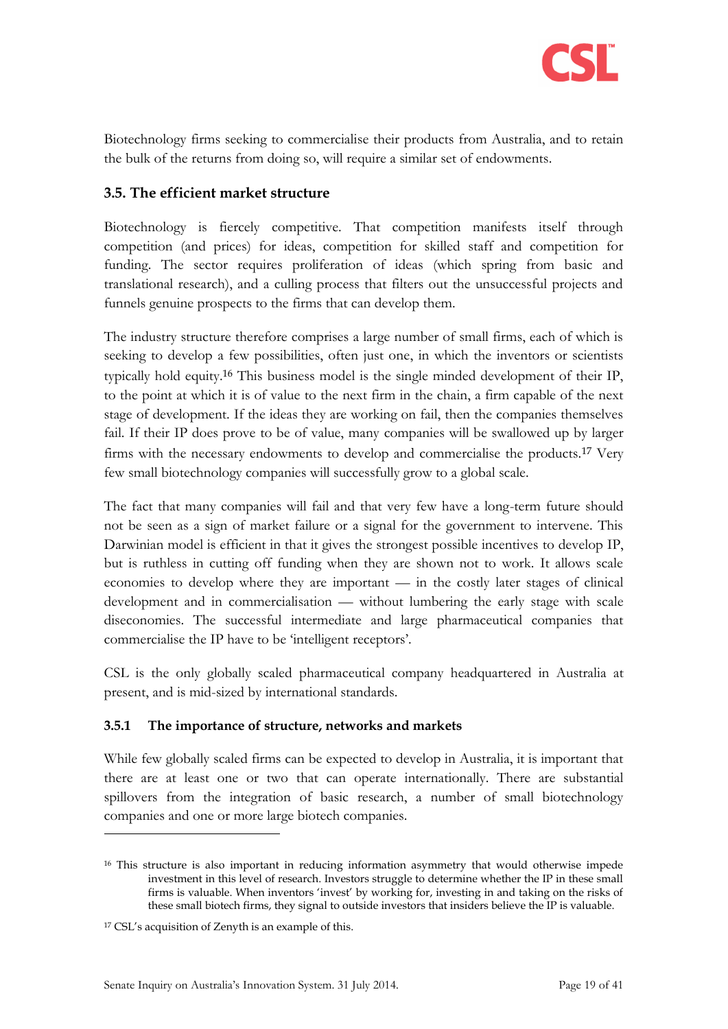Biotechnology firms seeking to commercialise their products from Australia, and to retain the bulk of the returns from doing so, will require a similar set of endowments.

### 3.5. The efficient market structure

Biotechnology is fiercely competitive. That competition manifests itself through competition (and prices) for ideas, competition for skilled staff and competition for funding. The sector requires proliferation of ideas (which spring from basic and translational research), and a culling process that filters out the unsuccessful projects and funnels genuine prospects to the firms that can develop them.

The industry structure therefore comprises a large number of small firms, each of which is seeking to develop a few possibilities, often just one, in which the inventors or scientists typically hold equity.[16] This business model is the single minded development of their IP, to the point at which it is of value to the next firm in the chain, a firm capable of the next stage of development. If the ideas they are working on fail, then the companies themselves fail. If their IP does prove to be of value, many companies will be swallowed up by larger firms with the necessary endowments to develop and commercialise the products.[17] Very few small biotechnology companies will successfully grow to a global scale.

The fact that many companies will fail and that very few have a long-term future should not be seen as a sign of market failure or a signal for the government to intervene. This Darwinian model is efficient in that it gives the strongest possible incentives to develop IP, but is ruthless in cutting off funding when they are shown not to work. It allows scale economies to develop where they are important — in the costly later stages of clinical development and in commercialisation — without lumbering the early stage with scale diseconomies. The successful intermediate and large pharmaceutical companies that commercialise the IP have to be 'intelligent receptors'.

CSL is the only globally scaled pharmaceutical company headquartered in Australia at present, and is mid-sized by international standards.

#### 3.5.1 The importance of structure, networks and markets

While few globally scaled firms can be expected to develop in Australia, it is important that there are at least one or two that can operate internationally. There are substantial spillovers from the integration of basic research, a number of small biotechnology companies and one or more large biotech companies.

---

[16] This structure is also important in reducing information asymmetry that would otherwise impede investment in this level of research. Investors struggle to determine whether the IP in these small firms is valuable. When inventors 'invest' by working for, investing in and taking on the risks of these small biotech firms, they signal to outside investors that insiders believe the IP is valuable.

[17] CSL's acquisition of Zenyth is an example of this.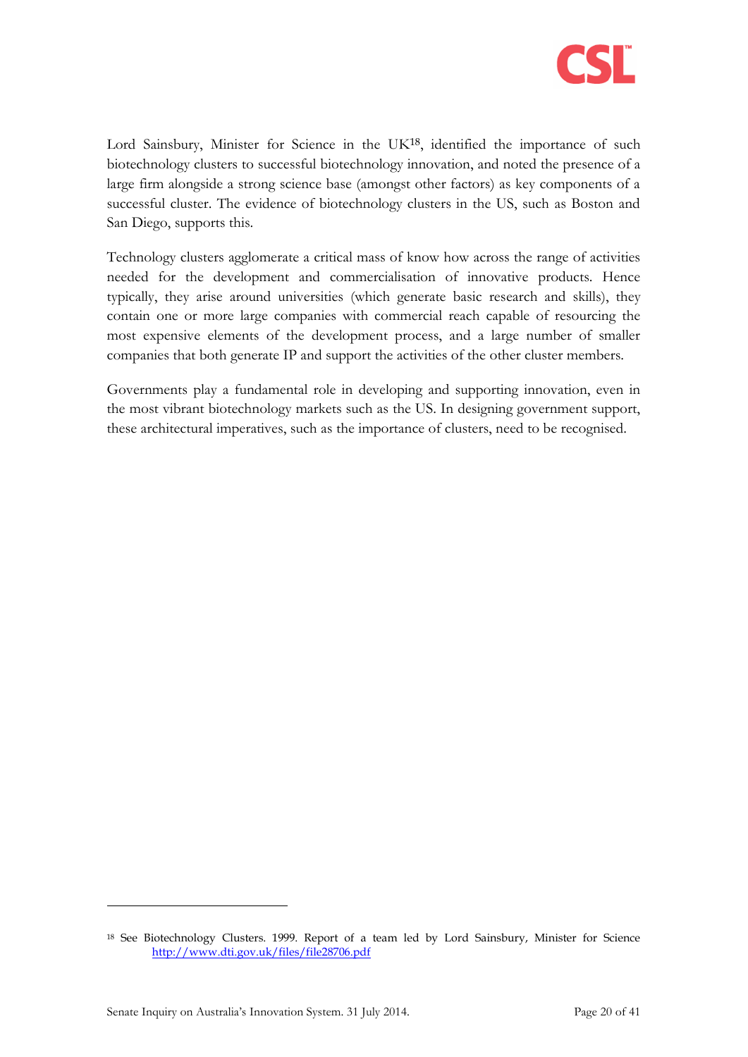Lord Sainsbury, Minister for Science in the UK[18], identified the importance of such biotechnology clusters to successful biotechnology innovation, and noted the presence of a large firm alongside a strong science base (amongst other factors) as key components of a successful cluster. The evidence of biotechnology clusters in the US, such as Boston and San Diego, supports this.

Technology clusters agglomerate a critical mass of know how across the range of activities needed for the development and commercialisation of innovative products. Hence typically, they arise around universities (which generate basic research and skills), they contain one or more large companies with commercial reach capable of resourcing the most expensive elements of the development process, and a large number of smaller companies that both generate IP and support the activities of the other cluster members.

Governments play a fundamental role in developing and supporting innovation, even in the most vibrant biotechnology markets such as the US. In designing government support, these architectural imperatives, such as the importance of clusters, need to be recognised.

---

[18] See Biotechnology Clusters. 1999. Report of a team led by Lord Sainsbury, Minister for Science http://www.dti.gov.uk/files/file28706.pdf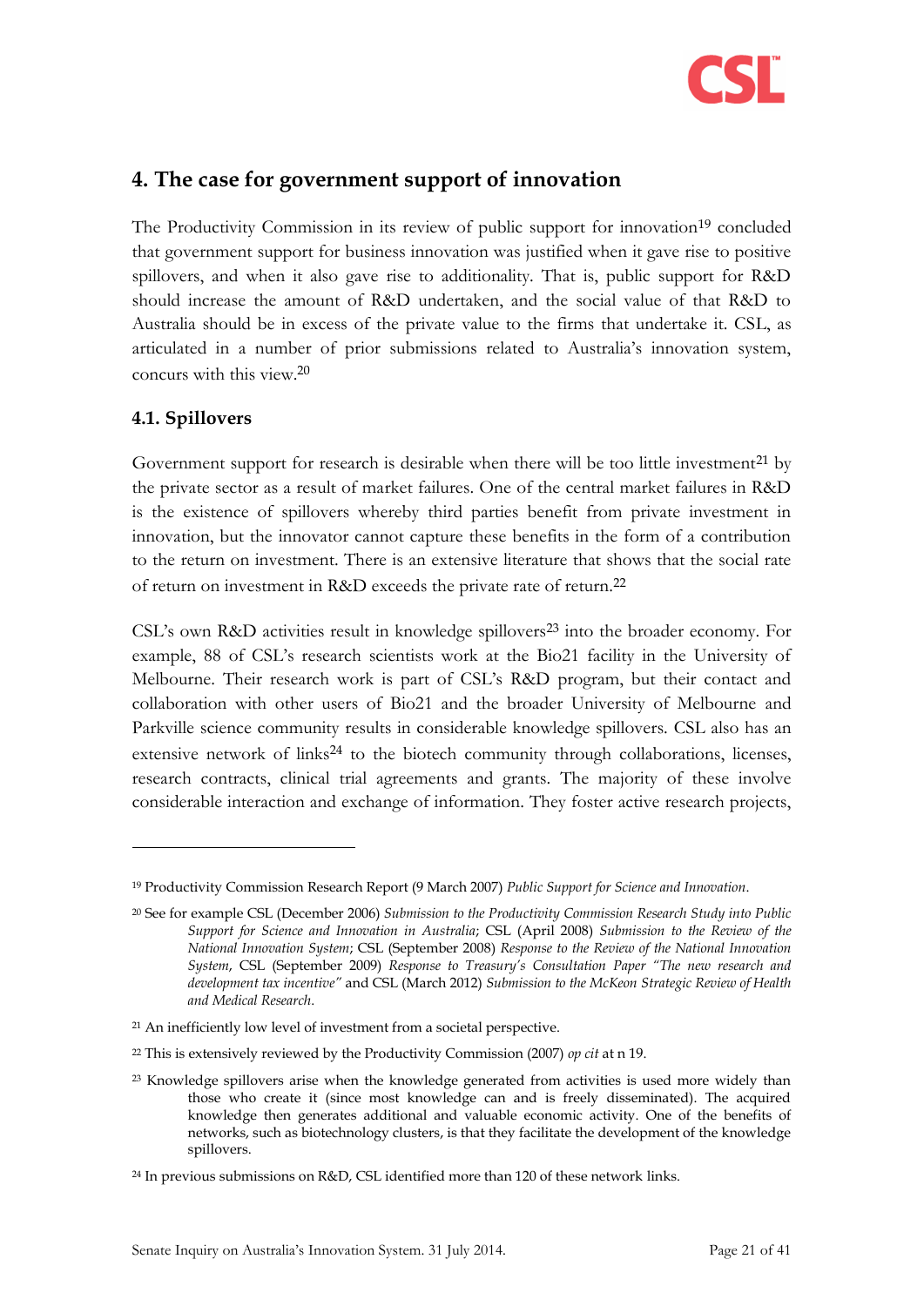## 4. The case for government support of innovation

The Productivity Commission in its review of public support for innovation[19] concluded that government support for business innovation was justified when it gave rise to positive spillovers, and when it also gave rise to additionality. That is, public support for R&D should increase the amount of R&D undertaken, and the social value of that R&D to Australia should be in excess of the private value to the firms that undertake it. CSL, as articulated in a number of prior submissions related to Australia's innovation system, concurs with this view.[20]

### 4.1. Spillovers

Government support for research is desirable when there will be too little investment[21] by the private sector as a result of market failures. One of the central market failures in R&D is the existence of spillovers whereby third parties benefit from private investment in innovation, but the innovator cannot capture these benefits in the form of a contribution to the return on investment. There is an extensive literature that shows that the social rate of return on investment in R&D exceeds the private rate of return.[22]

CSL's own R&D activities result in knowledge spillovers[23] into the broader economy. For example, 88 of CSL's research scientists work at the Bio21 facility in the University of Melbourne. Their research work is part of CSL's R&D program, but their contact and collaboration with other users of Bio21 and the broader University of Melbourne and Parkville science community results in considerable knowledge spillovers. CSL also has an extensive network of links[24] to the biotech community through collaborations, licenses, research contracts, clinical trial agreements and grants. The majority of these involve considerable interaction and exchange of information. They foster active research projects,

---

[19] Productivity Commission Research Report (9 March 2007) *Public Support for Science and Innovation*.

[20] See for example CSL (December 2006) *Submission to the Productivity Commission Research Study into Public Support for Science and Innovation in Australia*; CSL (April 2008) *Submission to the Review of the National Innovation System*; CSL (September 2008) *Response to the Review of the National Innovation System*, CSL (September 2009) *Response to Treasury's Consultation Paper "The new research and development tax incentive"* and CSL (March 2012) *Submission to the McKeon Strategic Review of Health and Medical Research*.

[21] An inefficiently low level of investment from a societal perspective.

[22] This is extensively reviewed by the Productivity Commission (2007) *op cit* at n 19.

[23] Knowledge spillovers arise when the knowledge generated from activities is used more widely than those who create it (since most knowledge can and is freely disseminated). The acquired knowledge then generates additional and valuable economic activity. One of the benefits of networks, such as biotechnology clusters, is that they facilitate the development of the knowledge spillovers.

[24] In previous submissions on R&D, CSL identified more than 120 of these network links.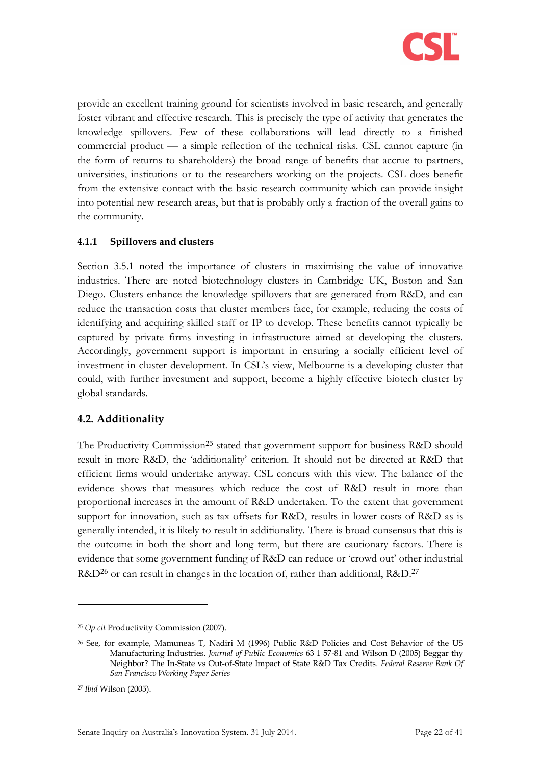provide an excellent training ground for scientists involved in basic research, and generally foster vibrant and effective research. This is precisely the type of activity that generates the knowledge spillovers. Few of these collaborations will lead directly to a finished commercial product — a simple reflection of the technical risks. CSL cannot capture (in the form of returns to shareholders) the broad range of benefits that accrue to partners, universities, institutions or to the researchers working on the projects. CSL does benefit from the extensive contact with the basic research community which can provide insight into potential new research areas, but that is probably only a fraction of the overall gains to the community.

### 4.1.1 Spillovers and clusters

Section 3.5.1 noted the importance of clusters in maximising the value of innovative industries. There are noted biotechnology clusters in Cambridge UK, Boston and San Diego. Clusters enhance the knowledge spillovers that are generated from R&D, and can reduce the transaction costs that cluster members face, for example, reducing the costs of identifying and acquiring skilled staff or IP to develop. These benefits cannot typically be captured by private firms investing in infrastructure aimed at developing the clusters. Accordingly, government support is important in ensuring a socially efficient level of investment in cluster development. In CSL's view, Melbourne is a developing cluster that could, with further investment and support, become a highly effective biotech cluster by global standards.

## 4.2. Additionality

The Productivity Commission[25] stated that government support for business R&D should result in more R&D, the 'additionality' criterion. It should not be directed at R&D that efficient firms would undertake anyway. CSL concurs with this view. The balance of the evidence shows that measures which reduce the cost of R&D result in more than proportional increases in the amount of R&D undertaken. To the extent that government support for innovation, such as tax offsets for R&D, results in lower costs of R&D as is generally intended, it is likely to result in additionality. There is broad consensus that this is the outcome in both the short and long term, but there are cautionary factors. There is evidence that some government funding of R&D can reduce or 'crowd out' other industrial R&D[26] or can result in changes in the location of, rather than additional, R&D.[27]

---

[25] *Op cit* Productivity Commission (2007).

[26] See, for example, Mamuneas T, Nadiri M (1996) Public R&D Policies and Cost Behavior of the US Manufacturing Industries. *Journal of Public Economics* 63 1 57-81 and Wilson D (2005) Beggar thy Neighbor? The In-State vs Out-of-State Impact of State R&D Tax Credits. *Federal Reserve Bank Of San Francisco Working Paper Series*

[27] *Ibid* Wilson (2005).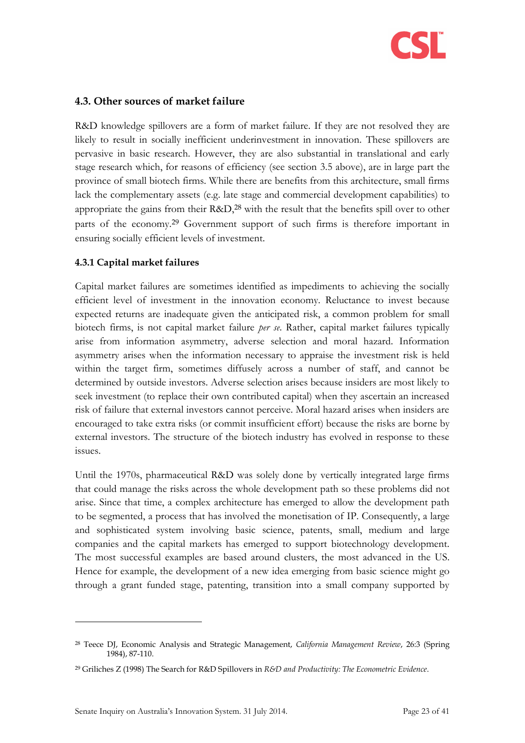### 4.3. Other sources of market failure

R&D knowledge spillovers are a form of market failure. If they are not resolved they are likely to result in socially inefficient underinvestment in innovation. These spillovers are pervasive in basic research. However, they are also substantial in translational and early stage research which, for reasons of efficiency (see section 3.5 above), are in large part the province of small biotech firms. While there are benefits from this architecture, small firms lack the complementary assets (e.g. late stage and commercial development capabilities) to appropriate the gains from their R&D,[28] with the result that the benefits spill over to other parts of the economy.[29] Government support of such firms is therefore important in ensuring socially efficient levels of investment.

#### 4.3.1 Capital market failures

Capital market failures are sometimes identified as impediments to achieving the socially efficient level of investment in the innovation economy. Reluctance to invest because expected returns are inadequate given the anticipated risk, a common problem for small biotech firms, is not capital market failure *per se*. Rather, capital market failures typically arise from information asymmetry, adverse selection and moral hazard. Information asymmetry arises when the information necessary to appraise the investment risk is held within the target firm, sometimes diffusely across a number of staff, and cannot be determined by outside investors. Adverse selection arises because insiders are most likely to seek investment (to replace their own contributed capital) when they ascertain an increased risk of failure that external investors cannot perceive. Moral hazard arises when insiders are encouraged to take extra risks (or commit insufficient effort) because the risks are borne by external investors. The structure of the biotech industry has evolved in response to these issues.

Until the 1970s, pharmaceutical R&D was solely done by vertically integrated large firms that could manage the risks across the whole development path so these problems did not arise. Since that time, a complex architecture has emerged to allow the development path to be segmented, a process that has involved the monetisation of IP. Consequently, a large and sophisticated system involving basic science, patents, small, medium and large companies and the capital markets has emerged to support biotechnology development. The most successful examples are based around clusters, the most advanced in the US. Hence for example, the development of a new idea emerging from basic science might go through a grant funded stage, patenting, transition into a small company supported by

---

[28] Teece DJ, Economic Analysis and Strategic Management, *California Management Review*, 26:3 (Spring 1984), 87-110.

[29] Griliches Z (1998) The Search for R&D Spillovers in *R&D and Productivity: The Econometric Evidence*.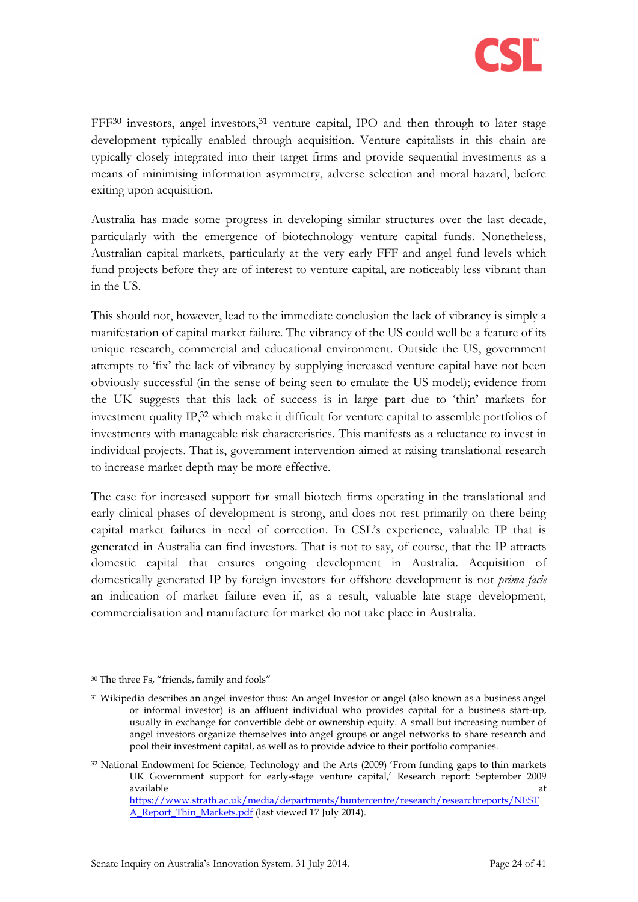FFF[30] investors, angel investors,[31] venture capital, IPO and then through to later stage development typically enabled through acquisition. Venture capitalists in this chain are typically closely integrated into their target firms and provide sequential investments as a means of minimising information asymmetry, adverse selection and moral hazard, before exiting upon acquisition.

Australia has made some progress in developing similar structures over the last decade, particularly with the emergence of biotechnology venture capital funds. Nonetheless, Australian capital markets, particularly at the very early FFF and angel fund levels which fund projects before they are of interest to venture capital, are noticeably less vibrant than in the US.

This should not, however, lead to the immediate conclusion the lack of vibrancy is simply a manifestation of capital market failure. The vibrancy of the US could well be a feature of its unique research, commercial and educational environment. Outside the US, government attempts to 'fix' the lack of vibrancy by supplying increased venture capital have not been obviously successful (in the sense of being seen to emulate the US model); evidence from the UK suggests that this lack of success is in large part due to 'thin' markets for investment quality IP,[32] which make it difficult for venture capital to assemble portfolios of investments with manageable risk characteristics. This manifests as a reluctance to invest in individual projects. That is, government intervention aimed at raising translational research to increase market depth may be more effective.

The case for increased support for small biotech firms operating in the translational and early clinical phases of development is strong, and does not rest primarily on there being capital market failures in need of correction. In CSL's experience, valuable IP that is generated in Australia can find investors. That is not to say, of course, that the IP attracts domestic capital that ensures ongoing development in Australia. Acquisition of domestically generated IP by foreign investors for offshore development is not *prima facie* an indication of market failure even if, as a result, valuable late stage development, commercialisation and manufacture for market do not take place in Australia.

---

[30] The three Fs, "friends, family and fools"

[31] Wikipedia describes an angel investor thus: An angel Investor or angel (also known as a business angel or informal investor) is an affluent individual who provides capital for a business start-up, usually in exchange for convertible debt or ownership equity. A small but increasing number of angel investors organize themselves into angel groups or angel networks to share research and pool their investment capital, as well as to provide advice to their portfolio companies.

[32] National Endowment for Science, Technology and the Arts (2009) 'From funding gaps to thin markets UK Government support for early-stage venture capital,' Research report: September 2009 available at https://www.strath.ac.uk/media/departments/huntercentre/research/researchreports/NESTA_Report_Thin_Markets.pdf (last viewed 17 July 2014).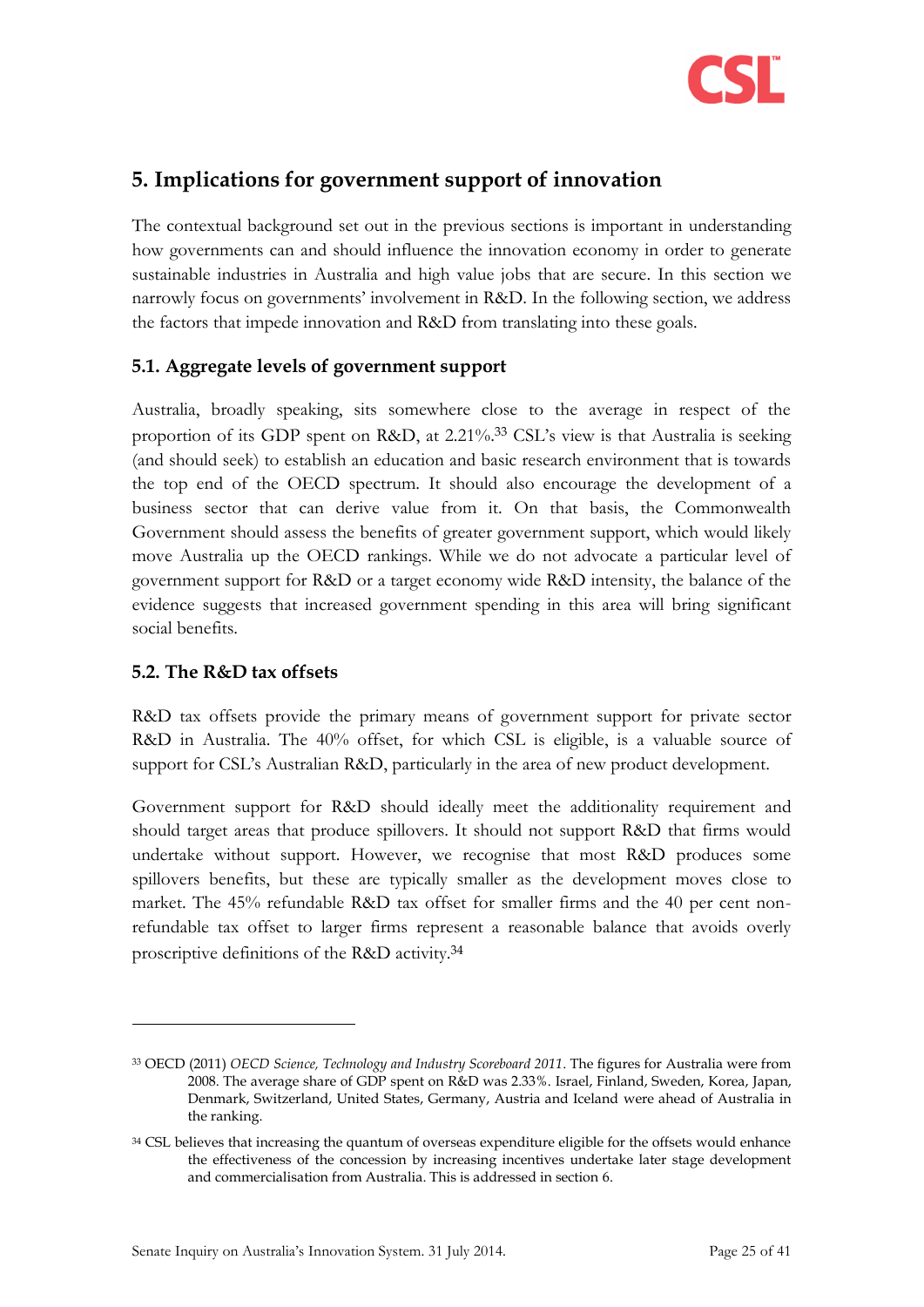## 5. Implications for government support of innovation

The contextual background set out in the previous sections is important in understanding how governments can and should influence the innovation economy in order to generate sustainable industries in Australia and high value jobs that are secure. In this section we narrowly focus on governments' involvement in R&D. In the following section, we address the factors that impede innovation and R&D from translating into these goals.

### 5.1. Aggregate levels of government support

Australia, broadly speaking, sits somewhere close to the average in respect of the proportion of its GDP spent on R&D, at 2.21%.[33] CSL's view is that Australia is seeking (and should seek) to establish an education and basic research environment that is towards the top end of the OECD spectrum. It should also encourage the development of a business sector that can derive value from it. On that basis, the Commonwealth Government should assess the benefits of greater government support, which would likely move Australia up the OECD rankings. While we do not advocate a particular level of government support for R&D or a target economy wide R&D intensity, the balance of the evidence suggests that increased government spending in this area will bring significant social benefits.

### 5.2. The R&D tax offsets

R&D tax offsets provide the primary means of government support for private sector R&D in Australia. The 40% offset, for which CSL is eligible, is a valuable source of support for CSL's Australian R&D, particularly in the area of new product development.

Government support for R&D should ideally meet the additionality requirement and should target areas that produce spillovers. It should not support R&D that firms would undertake without support. However, we recognise that most R&D produces some spillovers benefits, but these are typically smaller as the development moves close to market. The 45% refundable R&D tax offset for smaller firms and the 40 per cent non-refundable tax offset to larger firms represent a reasonable balance that avoids overly proscriptive definitions of the R&D activity.[34]

---

[33] OECD (2011) *OECD Science, Technology and Industry Scoreboard 2011*. The figures for Australia were from 2008. The average share of GDP spent on R&D was 2.33%. Israel, Finland, Sweden, Korea, Japan, Denmark, Switzerland, United States, Germany, Austria and Iceland were ahead of Australia in the ranking.

[34] CSL believes that increasing the quantum of overseas expenditure eligible for the offsets would enhance the effectiveness of the concession by increasing incentives undertake later stage development and commercialisation from Australia. This is addressed in section 6.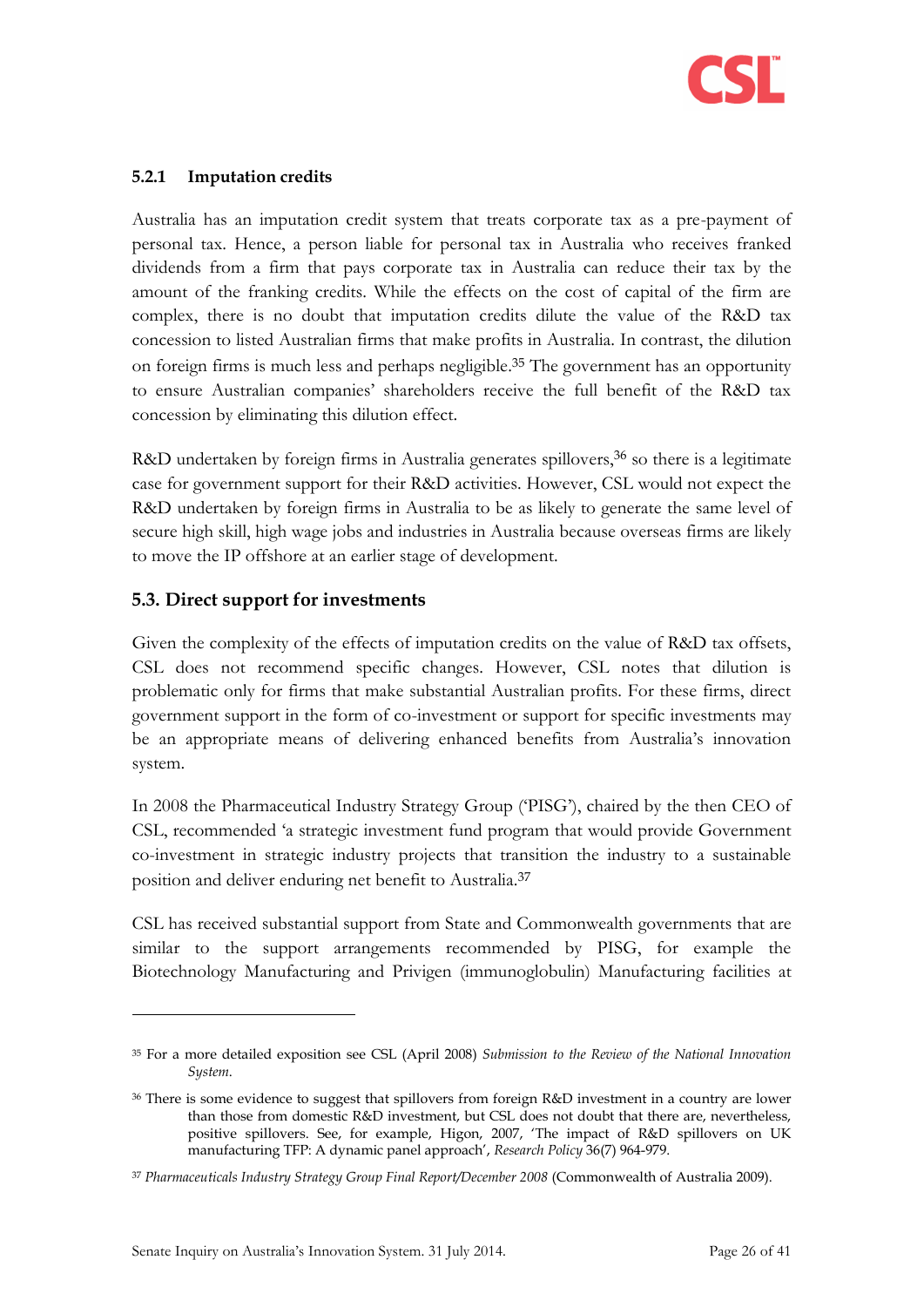### 5.2.1 Imputation credits

Australia has an imputation credit system that treats corporate tax as a pre-payment of personal tax. Hence, a person liable for personal tax in Australia who receives franked dividends from a firm that pays corporate tax in Australia can reduce their tax by the amount of the franking credits. While the effects on the cost of capital of the firm are complex, there is no doubt that imputation credits dilute the value of the R&D tax concession to listed Australian firms that make profits in Australia. In contrast, the dilution on foreign firms is much less and perhaps negligible.[35] The government has an opportunity to ensure Australian companies' shareholders receive the full benefit of the R&D tax concession by eliminating this dilution effect.

R&D undertaken by foreign firms in Australia generates spillovers,[36] so there is a legitimate case for government support for their R&D activities. However, CSL would not expect the R&D undertaken by foreign firms in Australia to be as likely to generate the same level of secure high skill, high wage jobs and industries in Australia because overseas firms are likely to move the IP offshore at an earlier stage of development.

## 5.3. Direct support for investments

Given the complexity of the effects of imputation credits on the value of R&D tax offsets, CSL does not recommend specific changes. However, CSL notes that dilution is problematic only for firms that make substantial Australian profits. For these firms, direct government support in the form of co-investment or support for specific investments may be an appropriate means of delivering enhanced benefits from Australia's innovation system.

In 2008 the Pharmaceutical Industry Strategy Group ('PISG'), chaired by the then CEO of CSL, recommended 'a strategic investment fund program that would provide Government co-investment in strategic industry projects that transition the industry to a sustainable position and deliver enduring net benefit to Australia.[37]

CSL has received substantial support from State and Commonwealth governments that are similar to the support arrangements recommended by PISG, for example the Biotechnology Manufacturing and Privigen (immunoglobulin) Manufacturing facilities at

---

[35] For a more detailed exposition see CSL (April 2008) *Submission to the Review of the National Innovation System.*

[36] There is some evidence to suggest that spillovers from foreign R&D investment in a country are lower than those from domestic R&D investment, but CSL does not doubt that there are, nevertheless, positive spillovers. See, for example, Higon, 2007, 'The impact of R&D spillovers on UK manufacturing TFP: A dynamic panel approach', *Research Policy* 36(7) 964-979.

[37] *Pharmaceuticals Industry Strategy Group Final Report/December 2008* (Commonwealth of Australia 2009).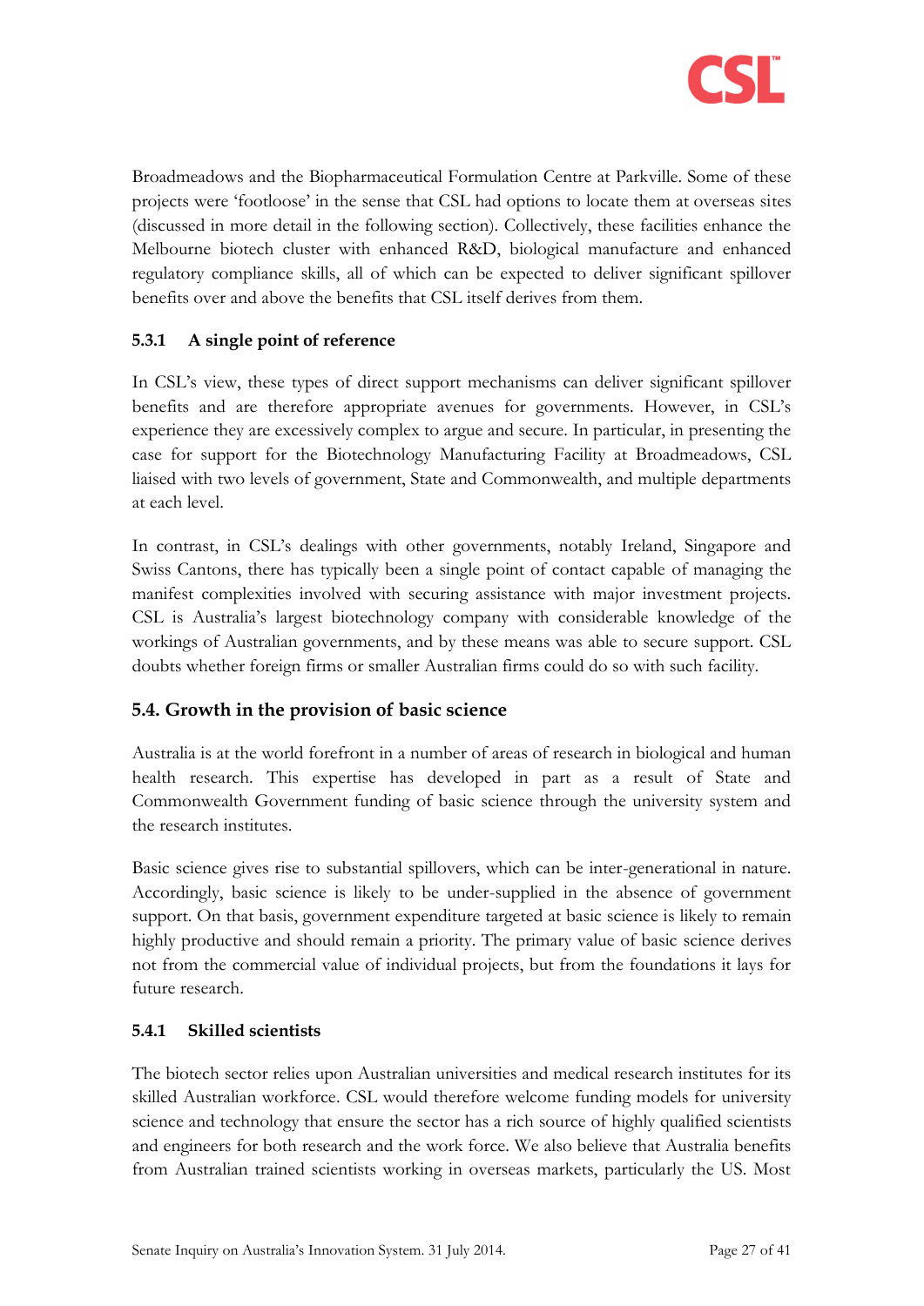Broadmeadows and the Biopharmaceutical Formulation Centre at Parkville. Some of these projects were 'footloose' in the sense that CSL had options to locate them at overseas sites (discussed in more detail in the following section). Collectively, these facilities enhance the Melbourne biotech cluster with enhanced R&D, biological manufacture and enhanced regulatory compliance skills, all of which can be expected to deliver significant spillover benefits over and above the benefits that CSL itself derives from them.

### 5.3.1 A single point of reference

In CSL's view, these types of direct support mechanisms can deliver significant spillover benefits and are therefore appropriate avenues for governments. However, in CSL's experience they are excessively complex to argue and secure. In particular, in presenting the case for support for the Biotechnology Manufacturing Facility at Broadmeadows, CSL liaised with two levels of government, State and Commonwealth, and multiple departments at each level.

In contrast, in CSL's dealings with other governments, notably Ireland, Singapore and Swiss Cantons, there has typically been a single point of contact capable of managing the manifest complexities involved with securing assistance with major investment projects. CSL is Australia's largest biotechnology company with considerable knowledge of the workings of Australian governments, and by these means was able to secure support. CSL doubts whether foreign firms or smaller Australian firms could do so with such facility.

## 5.4. Growth in the provision of basic science

Australia is at the world forefront in a number of areas of research in biological and human health research. This expertise has developed in part as a result of State and Commonwealth Government funding of basic science through the university system and the research institutes.

Basic science gives rise to substantial spillovers, which can be inter-generational in nature. Accordingly, basic science is likely to be under-supplied in the absence of government support. On that basis, government expenditure targeted at basic science is likely to remain highly productive and should remain a priority. The primary value of basic science derives not from the commercial value of individual projects, but from the foundations it lays for future research.

### 5.4.1 Skilled scientists

The biotech sector relies upon Australian universities and medical research institutes for its skilled Australian workforce. CSL would therefore welcome funding models for university science and technology that ensure the sector has a rich source of highly qualified scientists and engineers for both research and the work force. We also believe that Australia benefits from Australian trained scientists working in overseas markets, particularly the US. Most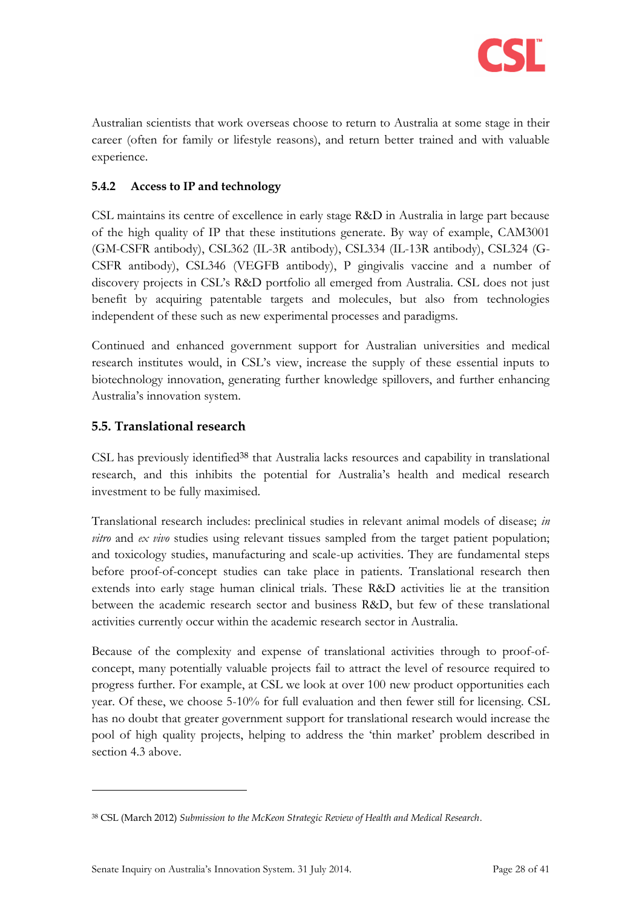Australian scientists that work overseas choose to return to Australia at some stage in their career (often for family or lifestyle reasons), and return better trained and with valuable experience.

### 5.4.2 Access to IP and technology

CSL maintains its centre of excellence in early stage R&D in Australia in large part because of the high quality of IP that these institutions generate. By way of example, CAM3001 (GM-CSFR antibody), CSL362 (IL-3R antibody), CSL334 (IL-13R antibody), CSL324 (G-CSFR antibody), CSL346 (VEGFB antibody), P gingivalis vaccine and a number of discovery projects in CSL's R&D portfolio all emerged from Australia. CSL does not just benefit by acquiring patentable targets and molecules, but also from technologies independent of these such as new experimental processes and paradigms.

Continued and enhanced government support for Australian universities and medical research institutes would, in CSL's view, increase the supply of these essential inputs to biotechnology innovation, generating further knowledge spillovers, and further enhancing Australia's innovation system.

## 5.5. Translational research

CSL has previously identified[38] that Australia lacks resources and capability in translational research, and this inhibits the potential for Australia's health and medical research investment to be fully maximised.

Translational research includes: preclinical studies in relevant animal models of disease; *in vitro* and *ex vivo* studies using relevant tissues sampled from the target patient population; and toxicology studies, manufacturing and scale-up activities. They are fundamental steps before proof-of-concept studies can take place in patients. Translational research then extends into early stage human clinical trials. These R&D activities lie at the transition between the academic research sector and business R&D, but few of these translational activities currently occur within the academic research sector in Australia.

Because of the complexity and expense of translational activities through to proof-of-concept, many potentially valuable projects fail to attract the level of resource required to progress further. For example, at CSL we look at over 100 new product opportunities each year. Of these, we choose 5-10% for full evaluation and then fewer still for licensing. CSL has no doubt that greater government support for translational research would increase the pool of high quality projects, helping to address the 'thin market' problem described in section 4.3 above.

---

[38] CSL (March 2012) *Submission to the McKeon Strategic Review of Health and Medical Research*.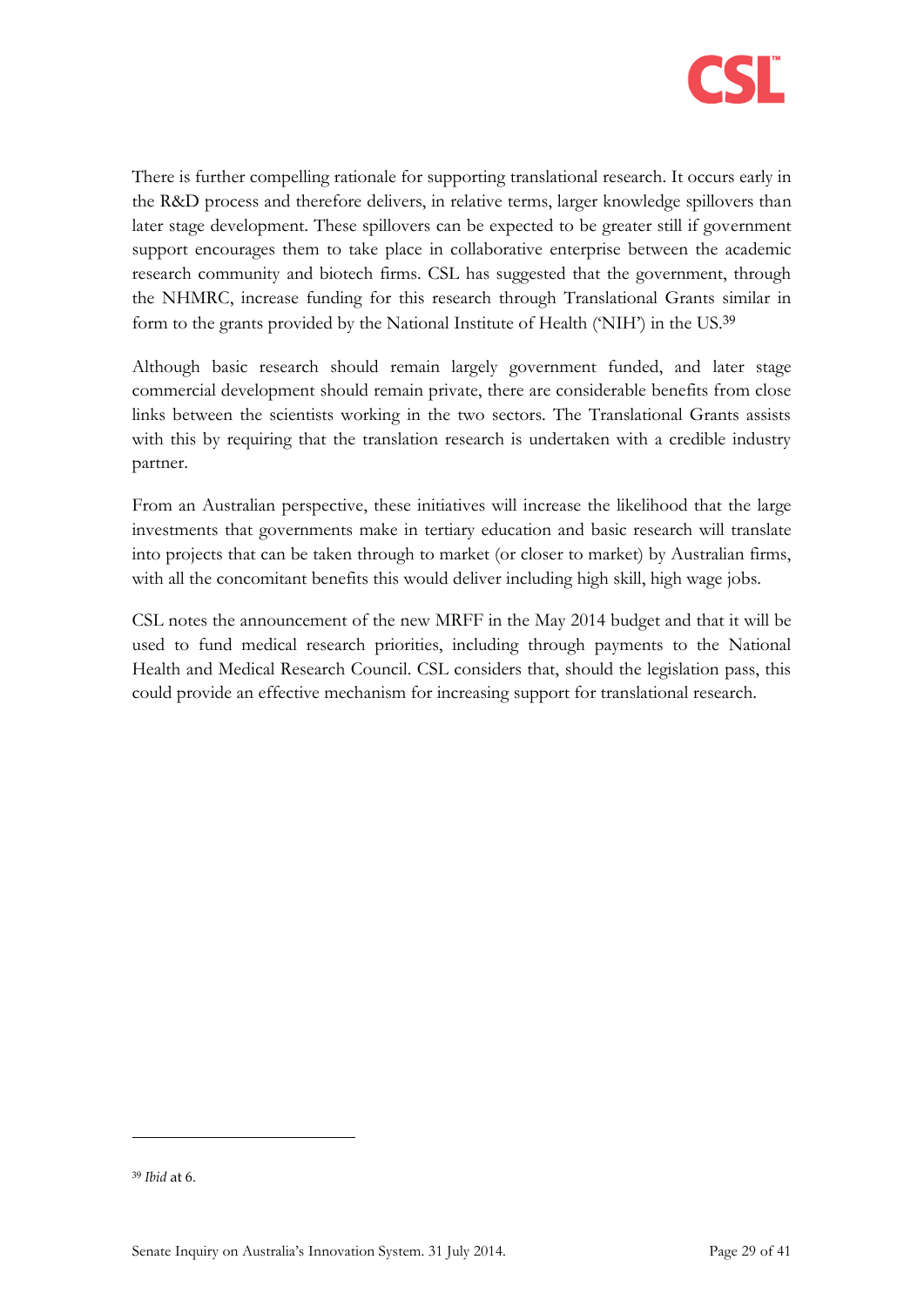There is further compelling rationale for supporting translational research. It occurs early in the R&D process and therefore delivers, in relative terms, larger knowledge spillovers than later stage development. These spillovers can be expected to be greater still if government support encourages them to take place in collaborative enterprise between the academic research community and biotech firms. CSL has suggested that the government, through the NHMRC, increase funding for this research through Translational Grants similar in form to the grants provided by the National Institute of Health ('NIH') in the US.[39]

Although basic research should remain largely government funded, and later stage commercial development should remain private, there are considerable benefits from close links between the scientists working in the two sectors. The Translational Grants assists with this by requiring that the translation research is undertaken with a credible industry partner.

From an Australian perspective, these initiatives will increase the likelihood that the large investments that governments make in tertiary education and basic research will translate into projects that can be taken through to market (or closer to market) by Australian firms, with all the concomitant benefits this would deliver including high skill, high wage jobs.

CSL notes the announcement of the new MRFF in the May 2014 budget and that it will be used to fund medical research priorities, including through payments to the National Health and Medical Research Council. CSL considers that, should the legislation pass, this could provide an effective mechanism for increasing support for translational research.

---

[39] *Ibid* at 6.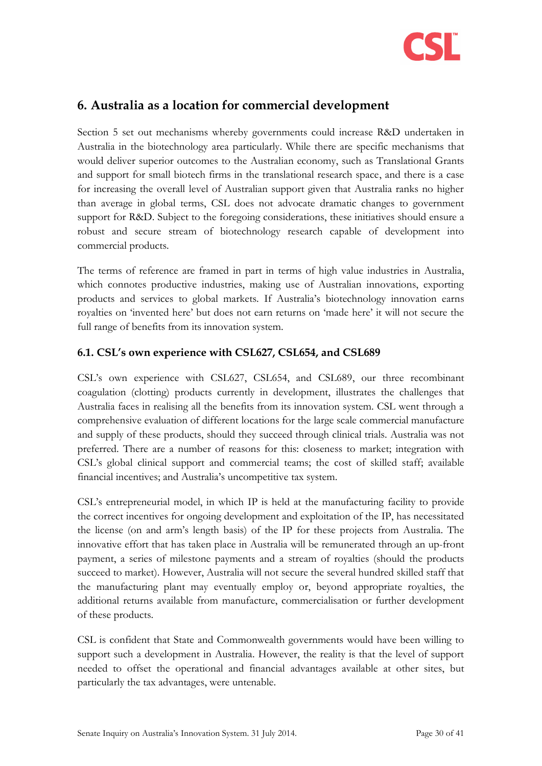## 6. Australia as a location for commercial development

Section 5 set out mechanisms whereby governments could increase R&D undertaken in Australia in the biotechnology area particularly. While there are specific mechanisms that would deliver superior outcomes to the Australian economy, such as Translational Grants and support for small biotech firms in the translational research space, and there is a case for increasing the overall level of Australian support given that Australia ranks no higher than average in global terms, CSL does not advocate dramatic changes to government support for R&D. Subject to the foregoing considerations, these initiatives should ensure a robust and secure stream of biotechnology research capable of development into commercial products.

The terms of reference are framed in part in terms of high value industries in Australia, which connotes productive industries, making use of Australian innovations, exporting products and services to global markets. If Australia's biotechnology innovation earns royalties on 'invented here' but does not earn returns on 'made here' it will not secure the full range of benefits from its innovation system.

### 6.1. CSL's own experience with CSL627, CSL654, and CSL689

CSL's own experience with CSL627, CSL654, and CSL689, our three recombinant coagulation (clotting) products currently in development, illustrates the challenges that Australia faces in realising all the benefits from its innovation system. CSL went through a comprehensive evaluation of different locations for the large scale commercial manufacture and supply of these products, should they succeed through clinical trials. Australia was not preferred. There are a number of reasons for this: closeness to market; integration with CSL's global clinical support and commercial teams; the cost of skilled staff; available financial incentives; and Australia's uncompetitive tax system.

CSL's entrepreneurial model, in which IP is held at the manufacturing facility to provide the correct incentives for ongoing development and exploitation of the IP, has necessitated the license (on and arm's length basis) of the IP for these projects from Australia. The innovative effort that has taken place in Australia will be remunerated through an up-front payment, a series of milestone payments and a stream of royalties (should the products succeed to market). However, Australia will not secure the several hundred skilled staff that the manufacturing plant may eventually employ or, beyond appropriate royalties, the additional returns available from manufacture, commercialisation or further development of these products.

CSL is confident that State and Commonwealth governments would have been willing to support such a development in Australia. However, the reality is that the level of support needed to offset the operational and financial advantages available at other sites, but particularly the tax advantages, were untenable.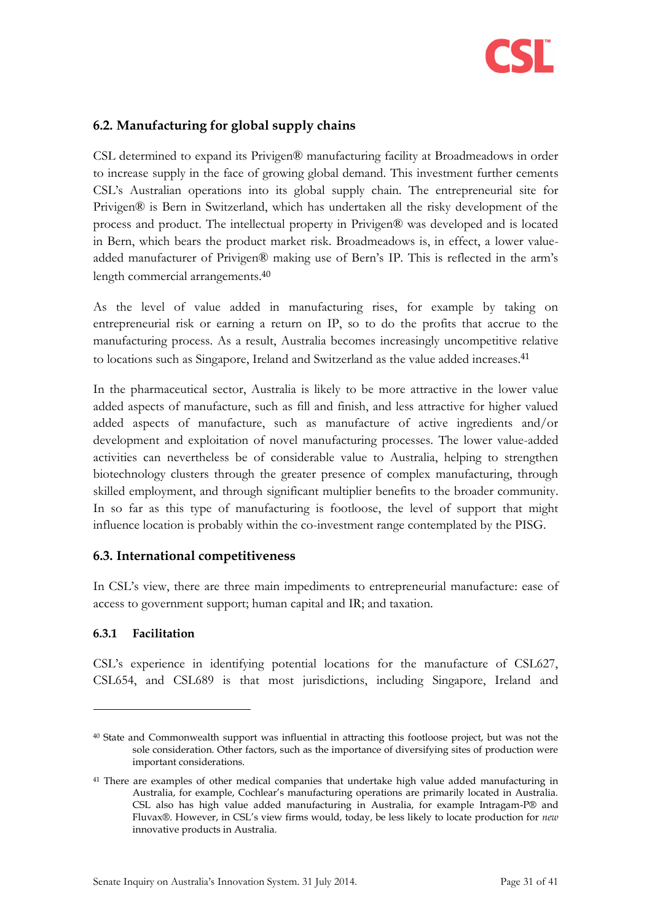## 6.2. Manufacturing for global supply chains

CSL determined to expand its Privigen® manufacturing facility at Broadmeadows in order to increase supply in the face of growing global demand. This investment further cements CSL's Australian operations into its global supply chain. The entrepreneurial site for Privigen® is Bern in Switzerland, which has undertaken all the risky development of the process and product. The intellectual property in Privigen® was developed and is located in Bern, which bears the product market risk. Broadmeadows is, in effect, a lower value-added manufacturer of Privigen® making use of Bern's IP. This is reflected in the arm's length commercial arrangements.[40]

As the level of value added in manufacturing rises, for example by taking on entrepreneurial risk or earning a return on IP, so to do the profits that accrue to the manufacturing process. As a result, Australia becomes increasingly uncompetitive relative to locations such as Singapore, Ireland and Switzerland as the value added increases.[41]

In the pharmaceutical sector, Australia is likely to be more attractive in the lower value added aspects of manufacture, such as fill and finish, and less attractive for higher valued added aspects of manufacture, such as manufacture of active ingredients and/or development and exploitation of novel manufacturing processes. The lower value-added activities can nevertheless be of considerable value to Australia, helping to strengthen biotechnology clusters through the greater presence of complex manufacturing, through skilled employment, and through significant multiplier benefits to the broader community. In so far as this type of manufacturing is footloose, the level of support that might influence location is probably within the co-investment range contemplated by the PISG.

## 6.3. International competitiveness

In CSL's view, there are three main impediments to entrepreneurial manufacture: ease of access to government support; human capital and IR; and taxation.

### 6.3.1 Facilitation

CSL's experience in identifying potential locations for the manufacture of CSL627, CSL654, and CSL689 is that most jurisdictions, including Singapore, Ireland and

---

[40] State and Commonwealth support was influential in attracting this footloose project, but was not the sole consideration. Other factors, such as the importance of diversifying sites of production were important considerations.

[41] There are examples of other medical companies that undertake high value added manufacturing in Australia, for example, Cochlear's manufacturing operations are primarily located in Australia. CSL also has high value added manufacturing in Australia, for example Intragam-P® and Fluvax®. However, in CSL's view firms would, today, be less likely to locate production for *new* innovative products in Australia.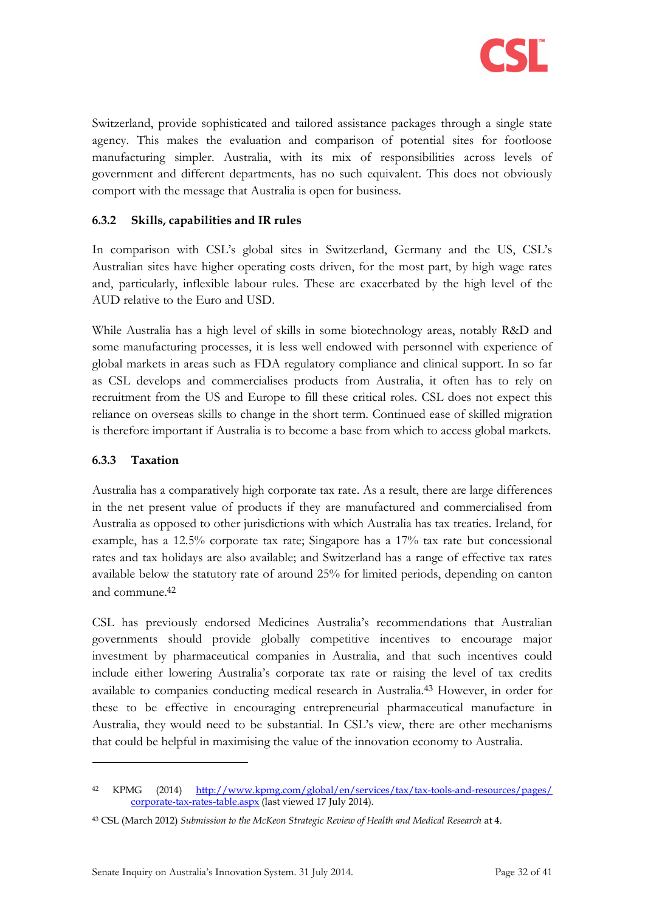Switzerland, provide sophisticated and tailored assistance packages through a single state agency. This makes the evaluation and comparison of potential sites for footloose manufacturing simpler. Australia, with its mix of responsibilities across levels of government and different departments, has no such equivalent. This does not obviously comport with the message that Australia is open for business.

### 6.3.2 Skills, capabilities and IR rules

In comparison with CSL's global sites in Switzerland, Germany and the US, CSL's Australian sites have higher operating costs driven, for the most part, by high wage rates and, particularly, inflexible labour rules. These are exacerbated by the high level of the AUD relative to the Euro and USD.

While Australia has a high level of skills in some biotechnology areas, notably R&D and some manufacturing processes, it is less well endowed with personnel with experience of global markets in areas such as FDA regulatory compliance and clinical support. In so far as CSL develops and commercialises products from Australia, it often has to rely on recruitment from the US and Europe to fill these critical roles. CSL does not expect this reliance on overseas skills to change in the short term. Continued ease of skilled migration is therefore important if Australia is to become a base from which to access global markets.

### 6.3.3 Taxation

Australia has a comparatively high corporate tax rate. As a result, there are large differences in the net present value of products if they are manufactured and commercialised from Australia as opposed to other jurisdictions with which Australia has tax treaties. Ireland, for example, has a 12.5% corporate tax rate; Singapore has a 17% tax rate but concessional rates and tax holidays are also available; and Switzerland has a range of effective tax rates available below the statutory rate of around 25% for limited periods, depending on canton and commune.[42]

CSL has previously endorsed Medicines Australia's recommendations that Australian governments should provide globally competitive incentives to encourage major investment by pharmaceutical companies in Australia, and that such incentives could include either lowering Australia's corporate tax rate or raising the level of tax credits available to companies conducting medical research in Australia.[43] However, in order for these to be effective in encouraging entrepreneurial pharmaceutical manufacture in Australia, they would need to be substantial. In CSL's view, there are other mechanisms that could be helpful in maximising the value of the innovation economy to Australia.

---

[42] KPMG (2014) http://www.kpmg.com/global/en/services/tax/tax-tools-and-resources/pages/corporate-tax-rates-table.aspx (last viewed 17 July 2014).

[43] CSL (March 2012) *Submission to the McKeon Strategic Review of Health and Medical Research* at 4.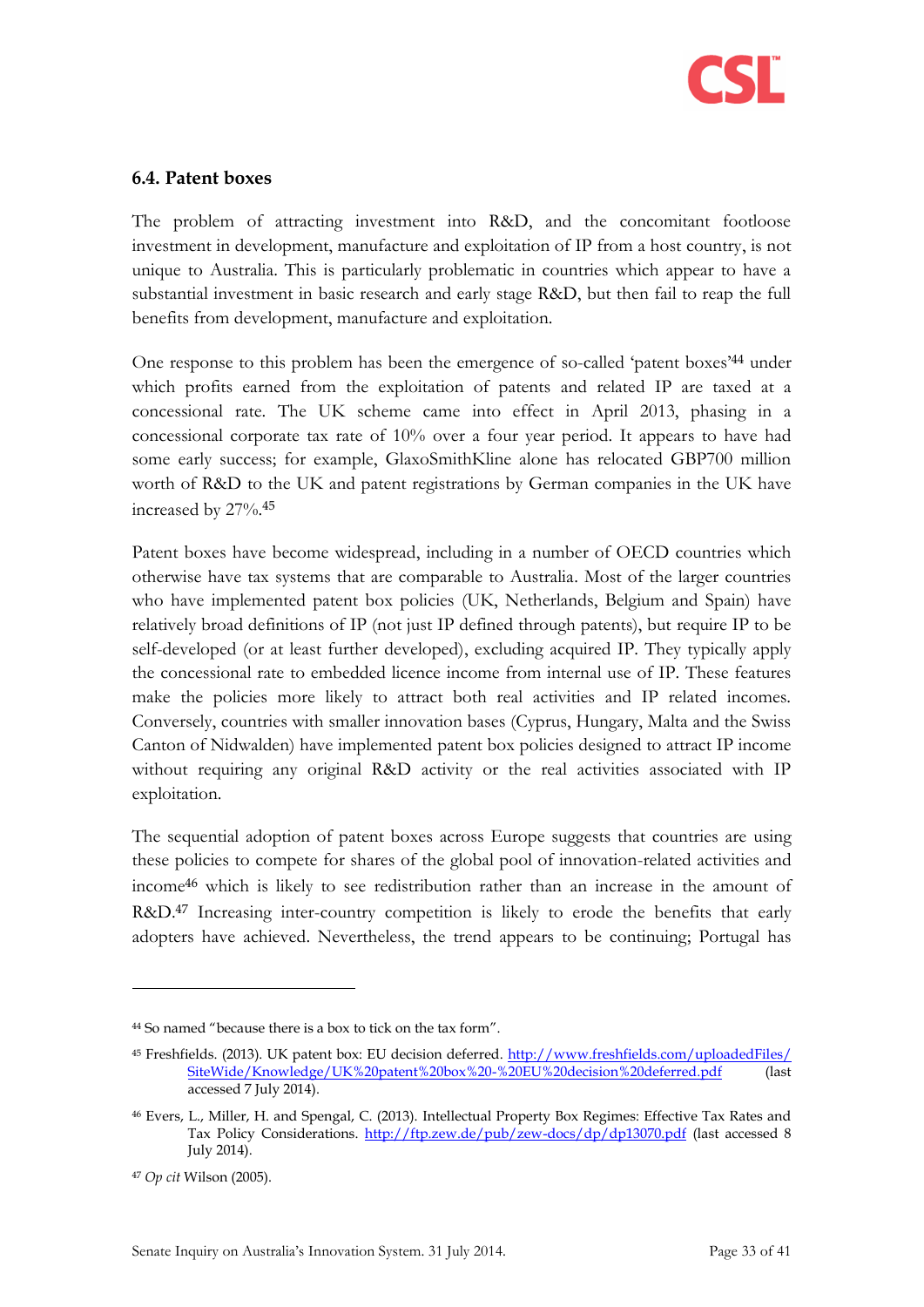### 6.4. Patent boxes

The problem of attracting investment into R&D, and the concomitant footloose investment in development, manufacture and exploitation of IP from a host country, is not unique to Australia. This is particularly problematic in countries which appear to have a substantial investment in basic research and early stage R&D, but then fail to reap the full benefits from development, manufacture and exploitation.

One response to this problem has been the emergence of so-called 'patent boxes'[44] under which profits earned from the exploitation of patents and related IP are taxed at a concessional rate. The UK scheme came into effect in April 2013, phasing in a concessional corporate tax rate of 10% over a four year period. It appears to have had some early success; for example, GlaxoSmithKline alone has relocated GBP700 million worth of R&D to the UK and patent registrations by German companies in the UK have increased by 27%.[45]

Patent boxes have become widespread, including in a number of OECD countries which otherwise have tax systems that are comparable to Australia. Most of the larger countries who have implemented patent box policies (UK, Netherlands, Belgium and Spain) have relatively broad definitions of IP (not just IP defined through patents), but require IP to be self-developed (or at least further developed), excluding acquired IP. They typically apply the concessional rate to embedded licence income from internal use of IP. These features make the policies more likely to attract both real activities and IP related incomes. Conversely, countries with smaller innovation bases (Cyprus, Hungary, Malta and the Swiss Canton of Nidwalden) have implemented patent box policies designed to attract IP income without requiring any original R&D activity or the real activities associated with IP exploitation.

The sequential adoption of patent boxes across Europe suggests that countries are using these policies to compete for shares of the global pool of innovation-related activities and income[46] which is likely to see redistribution rather than an increase in the amount of R&D.[47] Increasing inter-country competition is likely to erode the benefits that early adopters have achieved. Nevertheless, the trend appears to be continuing; Portugal has

---

[44] So named "because there is a box to tick on the tax form".

[45] Freshfields. (2013). UK patent box: EU decision deferred. http://www.freshfields.com/uploadedFiles/SiteWide/Knowledge/UK%20patent%20box%20-%20EU%20decision%20deferred.pdf (last accessed 7 July 2014).

[46] Evers, L., Miller, H. and Spengal, C. (2013). Intellectual Property Box Regimes: Effective Tax Rates and Tax Policy Considerations. http://ftp.zew.de/pub/zew-docs/dp/dp13070.pdf (last accessed 8 July 2014).

[47] *Op cit* Wilson (2005).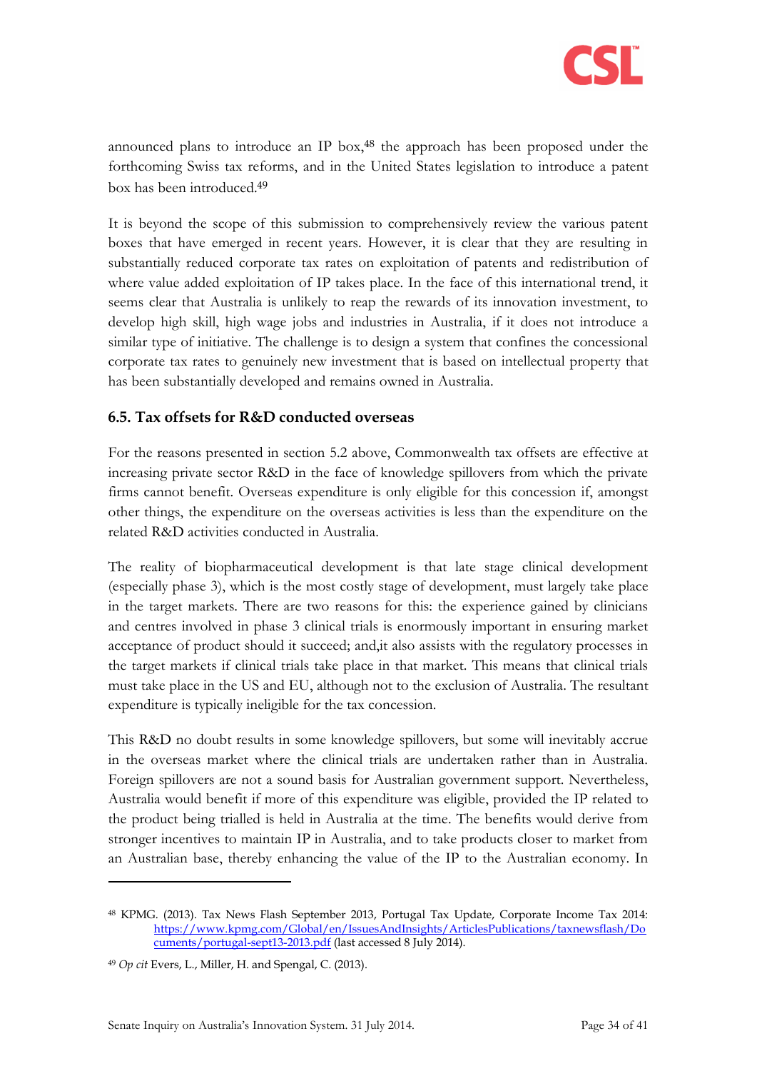announced plans to introduce an IP box,[48] the approach has been proposed under the forthcoming Swiss tax reforms, and in the United States legislation to introduce a patent box has been introduced.[49]

It is beyond the scope of this submission to comprehensively review the various patent boxes that have emerged in recent years. However, it is clear that they are resulting in substantially reduced corporate tax rates on exploitation of patents and redistribution of where value added exploitation of IP takes place. In the face of this international trend, it seems clear that Australia is unlikely to reap the rewards of its innovation investment, to develop high skill, high wage jobs and industries in Australia, if it does not introduce a similar type of initiative. The challenge is to design a system that confines the concessional corporate tax rates to genuinely new investment that is based on intellectual property that has been substantially developed and remains owned in Australia.

### 6.5. Tax offsets for R&D conducted overseas

For the reasons presented in section 5.2 above, Commonwealth tax offsets are effective at increasing private sector R&D in the face of knowledge spillovers from which the private firms cannot benefit. Overseas expenditure is only eligible for this concession if, amongst other things, the expenditure on the overseas activities is less than the expenditure on the related R&D activities conducted in Australia.

The reality of biopharmaceutical development is that late stage clinical development (especially phase 3), which is the most costly stage of development, must largely take place in the target markets. There are two reasons for this: the experience gained by clinicians and centres involved in phase 3 clinical trials is enormously important in ensuring market acceptance of product should it succeed; and,it also assists with the regulatory processes in the target markets if clinical trials take place in that market. This means that clinical trials must take place in the US and EU, although not to the exclusion of Australia. The resultant expenditure is typically ineligible for the tax concession.

This R&D no doubt results in some knowledge spillovers, but some will inevitably accrue in the overseas market where the clinical trials are undertaken rather than in Australia. Foreign spillovers are not a sound basis for Australian government support. Nevertheless, Australia would benefit if more of this expenditure was eligible, provided the IP related to the product being trialled is held in Australia at the time. The benefits would derive from stronger incentives to maintain IP in Australia, and to take products closer to market from an Australian base, thereby enhancing the value of the IP to the Australian economy. In

---

[48] KPMG. (2013). Tax News Flash September 2013, Portugal Tax Update, Corporate Income Tax 2014: https://www.kpmg.com/Global/en/IssuesAndInsights/ArticlesPublications/taxnewsflash/Documents/portugal-sept13-2013.pdf (last accessed 8 July 2014).

[49] *Op cit* Evers, L., Miller, H. and Spengal, C. (2013).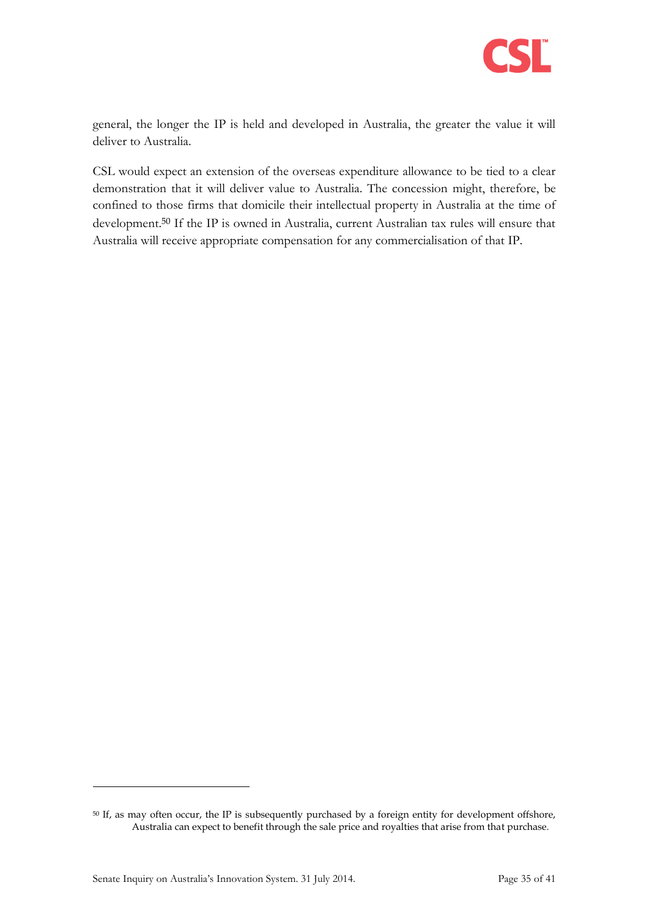general, the longer the IP is held and developed in Australia, the greater the value it will deliver to Australia.

CSL would expect an extension of the overseas expenditure allowance to be tied to a clear demonstration that it will deliver value to Australia. The concession might, therefore, be confined to those firms that domicile their intellectual property in Australia at the time of development.[50] If the IP is owned in Australia, current Australian tax rules will ensure that Australia will receive appropriate compensation for any commercialisation of that IP.

[50] If, as may often occur, the IP is subsequently purchased by a foreign entity for development offshore, Australia can expect to benefit through the sale price and royalties that arise from that purchase.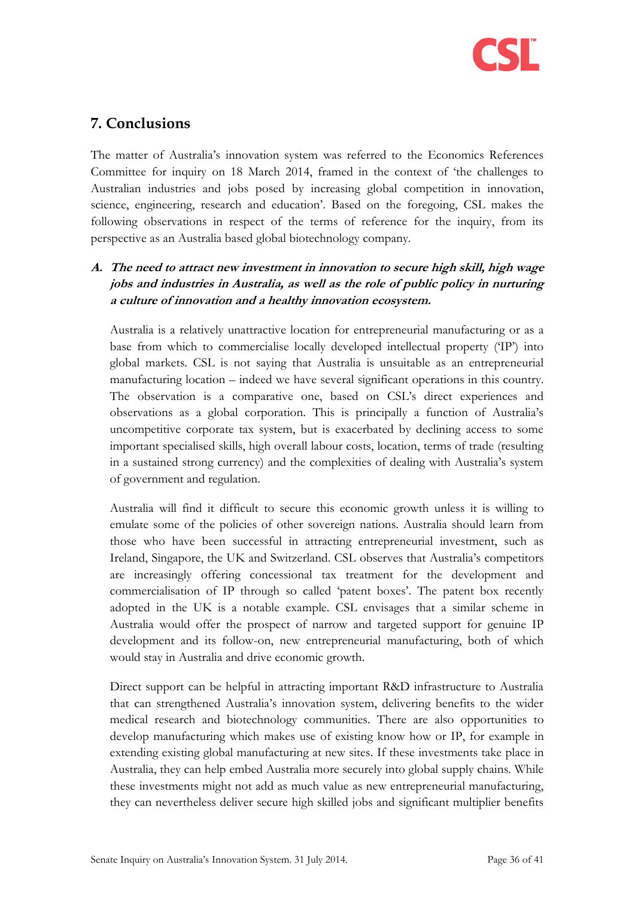## 7. Conclusions

The matter of Australia's innovation system was referred to the Economics References Committee for inquiry on 18 March 2014, framed in the context of 'the challenges to Australian industries and jobs posed by increasing global competition in innovation, science, engineering, research and education'. Based on the foregoing, CSL makes the following observations in respect of the terms of reference for the inquiry, from its perspective as an Australia based global biotechnology company.

### ***A. The need to attract new investment in innovation to secure high skill, high wage jobs and industries in Australia, as well as the role of public policy in nurturing a culture of innovation and a healthy innovation ecosystem.***

Australia is a relatively unattractive location for entrepreneurial manufacturing or as a base from which to commercialise locally developed intellectual property ('IP') into global markets. CSL is not saying that Australia is unsuitable as an entrepreneurial manufacturing location – indeed we have several significant operations in this country. The observation is a comparative one, based on CSL's direct experiences and observations as a global corporation. This is principally a function of Australia's uncompetitive corporate tax system, but is exacerbated by declining access to some important specialised skills, high overall labour costs, location, terms of trade (resulting in a sustained strong currency) and the complexities of dealing with Australia's system of government and regulation.

Australia will find it difficult to secure this economic growth unless it is willing to emulate some of the policies of other sovereign nations. Australia should learn from those who have been successful in attracting entrepreneurial investment, such as Ireland, Singapore, the UK and Switzerland. CSL observes that Australia's competitors are increasingly offering concessional tax treatment for the development and commercialisation of IP through so called 'patent boxes'. The patent box recently adopted in the UK is a notable example. CSL envisages that a similar scheme in Australia would offer the prospect of narrow and targeted support for genuine IP development and its follow-on, new entrepreneurial manufacturing, both of which would stay in Australia and drive economic growth.

Direct support can be helpful in attracting important R&D infrastructure to Australia that can strengthened Australia's innovation system, delivering benefits to the wider medical research and biotechnology communities. There are also opportunities to develop manufacturing which makes use of existing know how or IP, for example in extending existing global manufacturing at new sites. If these investments take place in Australia, they can help embed Australia more securely into global supply chains. While these investments might not add as much value as new entrepreneurial manufacturing, they can nevertheless deliver secure high skilled jobs and significant multiplier benefits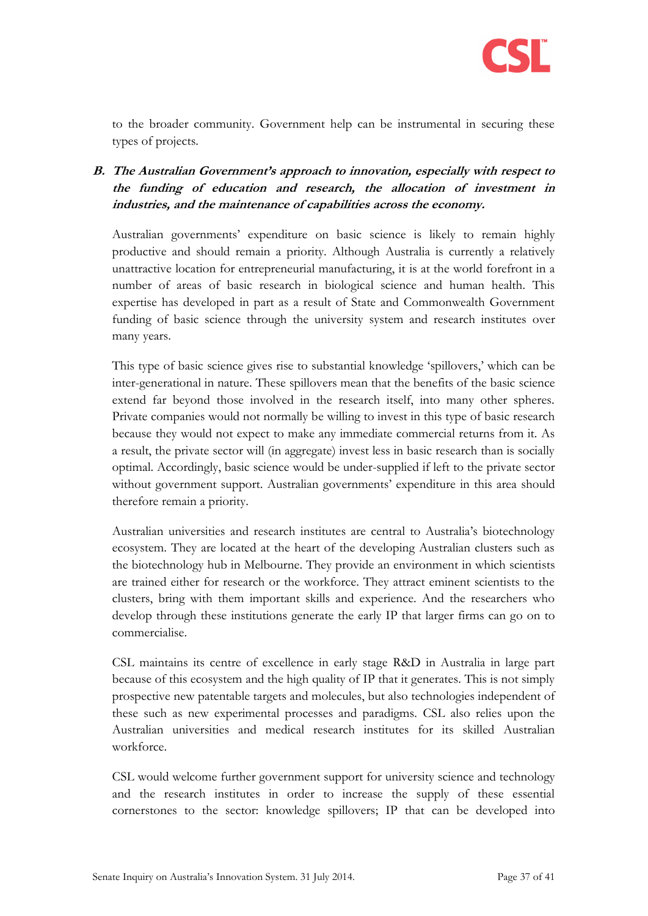to the broader community. Government help can be instrumental in securing these types of projects.

### B. *The Australian Government's approach to innovation, especially with respect to the funding of education and research, the allocation of investment in industries, and the maintenance of capabilities across the economy.*

Australian governments' expenditure on basic science is likely to remain highly productive and should remain a priority. Although Australia is currently a relatively unattractive location for entrepreneurial manufacturing, it is at the world forefront in a number of areas of basic research in biological science and human health. This expertise has developed in part as a result of State and Commonwealth Government funding of basic science through the university system and research institutes over many years.

This type of basic science gives rise to substantial knowledge 'spillovers,' which can be inter-generational in nature. These spillovers mean that the benefits of the basic science extend far beyond those involved in the research itself, into many other spheres. Private companies would not normally be willing to invest in this type of basic research because they would not expect to make any immediate commercial returns from it. As a result, the private sector will (in aggregate) invest less in basic research than is socially optimal. Accordingly, basic science would be under-supplied if left to the private sector without government support. Australian governments' expenditure in this area should therefore remain a priority.

Australian universities and research institutes are central to Australia's biotechnology ecosystem. They are located at the heart of the developing Australian clusters such as the biotechnology hub in Melbourne. They provide an environment in which scientists are trained either for research or the workforce. They attract eminent scientists to the clusters, bring with them important skills and experience. And the researchers who develop through these institutions generate the early IP that larger firms can go on to commercialise.

CSL maintains its centre of excellence in early stage R&D in Australia in large part because of this ecosystem and the high quality of IP that it generates. This is not simply prospective new patentable targets and molecules, but also technologies independent of these such as new experimental processes and paradigms. CSL also relies upon the Australian universities and medical research institutes for its skilled Australian workforce.

CSL would welcome further government support for university science and technology and the research institutes in order to increase the supply of these essential cornerstones to the sector: knowledge spillovers; IP that can be developed into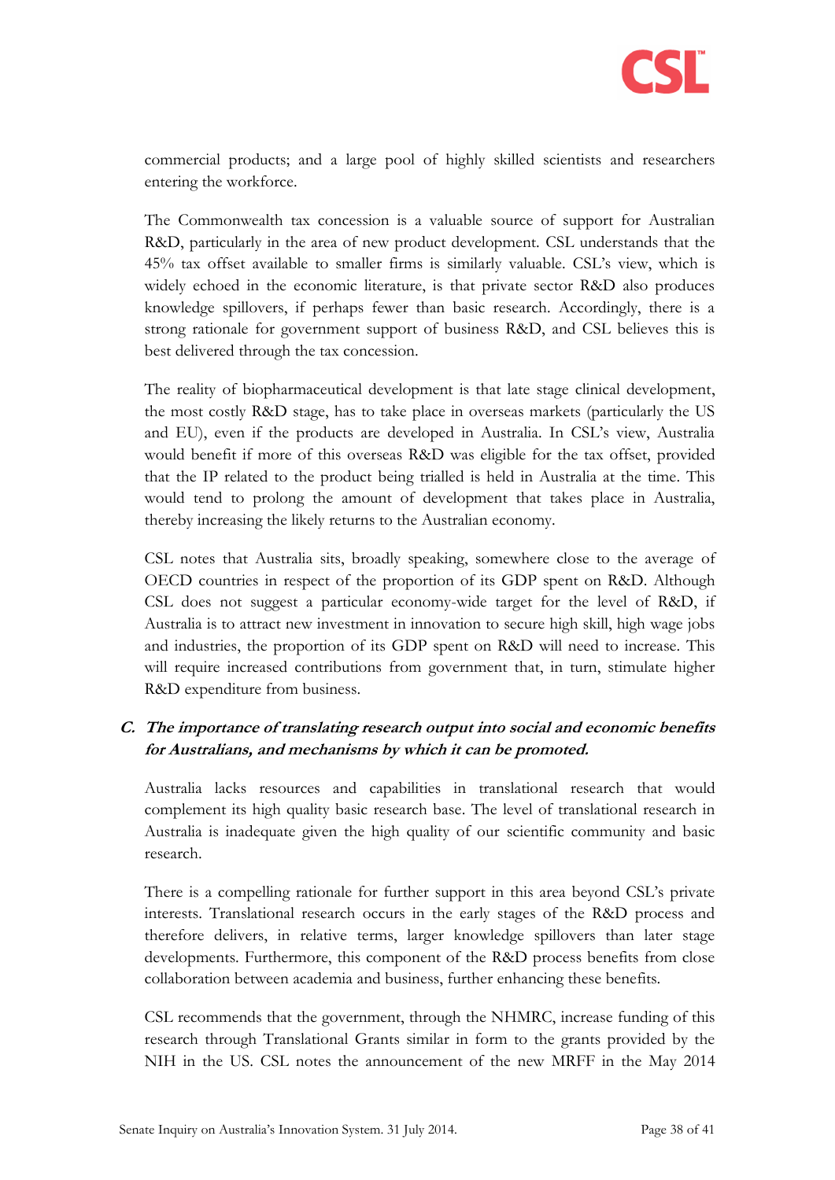commercial products; and a large pool of highly skilled scientists and researchers entering the workforce.

The Commonwealth tax concession is a valuable source of support for Australian R&D, particularly in the area of new product development. CSL understands that the 45% tax offset available to smaller firms is similarly valuable. CSL's view, which is widely echoed in the economic literature, is that private sector R&D also produces knowledge spillovers, if perhaps fewer than basic research. Accordingly, there is a strong rationale for government support of business R&D, and CSL believes this is best delivered through the tax concession.

The reality of biopharmaceutical development is that late stage clinical development, the most costly R&D stage, has to take place in overseas markets (particularly the US and EU), even if the products are developed in Australia. In CSL's view, Australia would benefit if more of this overseas R&D was eligible for the tax offset, provided that the IP related to the product being trialled is held in Australia at the time. This would tend to prolong the amount of development that takes place in Australia, thereby increasing the likely returns to the Australian economy.

CSL notes that Australia sits, broadly speaking, somewhere close to the average of OECD countries in respect of the proportion of its GDP spent on R&D. Although CSL does not suggest a particular economy-wide target for the level of R&D, if Australia is to attract new investment in innovation to secure high skill, high wage jobs and industries, the proportion of its GDP spent on R&D will need to increase. This will require increased contributions from government that, in turn, stimulate higher R&D expenditure from business.

### C. *The importance of translating research output into social and economic benefits for Australians, and mechanisms by which it can be promoted.*

Australia lacks resources and capabilities in translational research that would complement its high quality basic research base. The level of translational research in Australia is inadequate given the high quality of our scientific community and basic research.

There is a compelling rationale for further support in this area beyond CSL's private interests. Translational research occurs in the early stages of the R&D process and therefore delivers, in relative terms, larger knowledge spillovers than later stage developments. Furthermore, this component of the R&D process benefits from close collaboration between academia and business, further enhancing these benefits.

CSL recommends that the government, through the NHMRC, increase funding of this research through Translational Grants similar in form to the grants provided by the NIH in the US. CSL notes the announcement of the new MRFF in the May 2014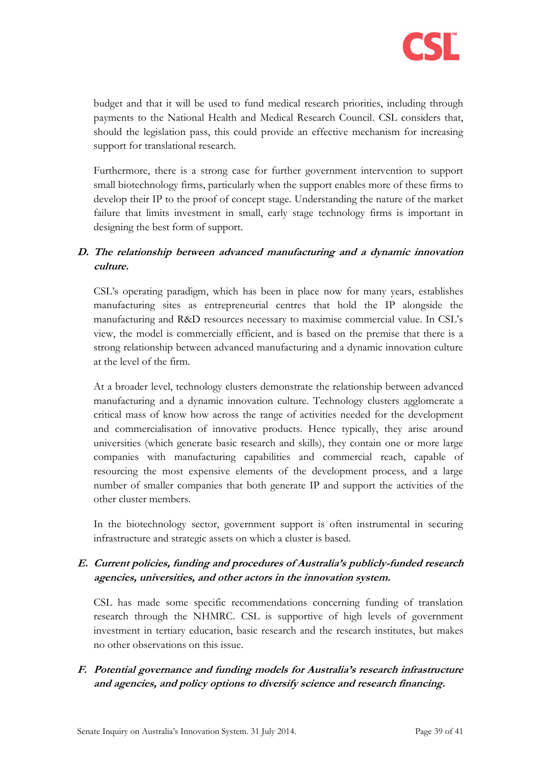budget and that it will be used to fund medical research priorities, including through payments to the National Health and Medical Research Council. CSL considers that, should the legislation pass, this could provide an effective mechanism for increasing support for translational research.

Furthermore, there is a strong case for further government intervention to support small biotechnology firms, particularly when the support enables more of these firms to develop their IP to the proof of concept stage. Understanding the nature of the market failure that limits investment in small, early stage technology firms is important in designing the best form of support.

### D. *The relationship between advanced manufacturing and a dynamic innovation culture.*

CSL's operating paradigm, which has been in place now for many years, establishes manufacturing sites as entrepreneurial centres that hold the IP alongside the manufacturing and R&D resources necessary to maximise commercial value. In CSL's view, the model is commercially efficient, and is based on the premise that there is a strong relationship between advanced manufacturing and a dynamic innovation culture at the level of the firm.

At a broader level, technology clusters demonstrate the relationship between advanced manufacturing and a dynamic innovation culture. Technology clusters agglomerate a critical mass of know how across the range of activities needed for the development and commercialisation of innovative products. Hence typically, they arise around universities (which generate basic research and skills), they contain one or more large companies with manufacturing capabilities and commercial reach, capable of resourcing the most expensive elements of the development process, and a large number of smaller companies that both generate IP and support the activities of the other cluster members.

In the biotechnology sector, government support is often instrumental in securing infrastructure and strategic assets on which a cluster is based.

### E. *Current policies, funding and procedures of Australia's publicly-funded research agencies, universities, and other actors in the innovation system.*

CSL has made some specific recommendations concerning funding of translation research through the NHMRC. CSL is supportive of high levels of government investment in tertiary education, basic research and the research institutes, but makes no other observations on this issue.

### F. *Potential governance and funding models for Australia's research infrastructure and agencies, and policy options to diversify science and research financing.*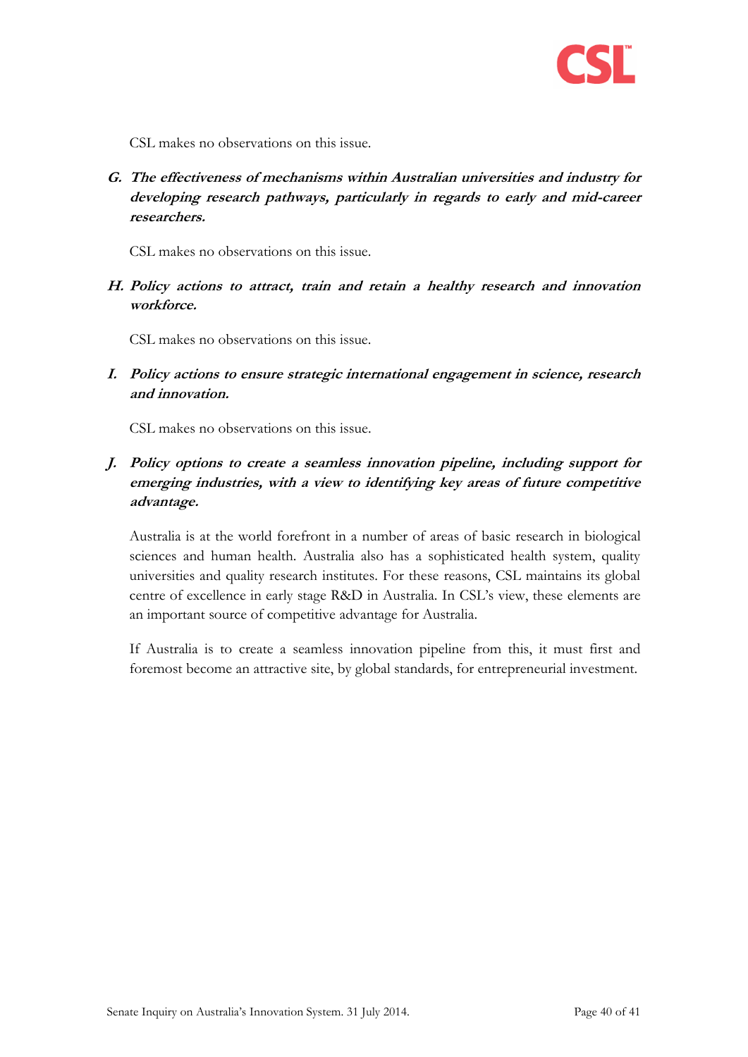CSL makes no observations on this issue.

***G. The effectiveness of mechanisms within Australian universities and industry for developing research pathways, particularly in regards to early and mid-career researchers.***

CSL makes no observations on this issue.

***H. Policy actions to attract, train and retain a healthy research and innovation workforce.***

CSL makes no observations on this issue.

***I. Policy actions to ensure strategic international engagement in science, research and innovation.***

CSL makes no observations on this issue.

***J. Policy options to create a seamless innovation pipeline, including support for emerging industries, with a view to identifying key areas of future competitive advantage.***

Australia is at the world forefront in a number of areas of basic research in biological sciences and human health. Australia also has a sophisticated health system, quality universities and quality research institutes. For these reasons, CSL maintains its global centre of excellence in early stage R&D in Australia. In CSL's view, these elements are an important source of competitive advantage for Australia.

If Australia is to create a seamless innovation pipeline from this, it must first and foremost become an attractive site, by global standards, for entrepreneurial investment.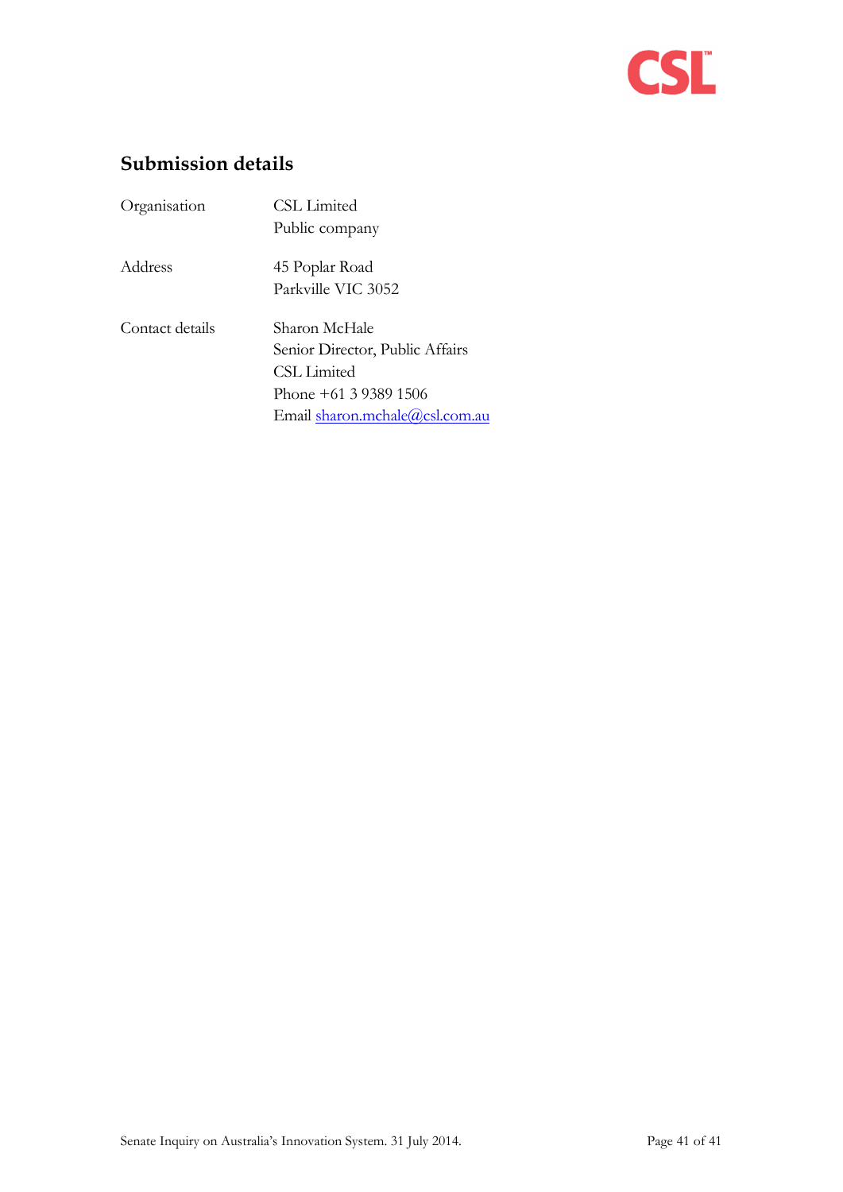## Submission details

| | |
|---|---|
| Organisation | CSL Limited<br>Public company |
| Address | 45 Poplar Road<br>Parkville VIC 3052 |
| Contact details | Sharon McHale<br>Senior Director, Public Affairs<br>CSL Limited<br>Phone +61 3 9389 1506<br>Email sharon.mchale@csl.com.au |